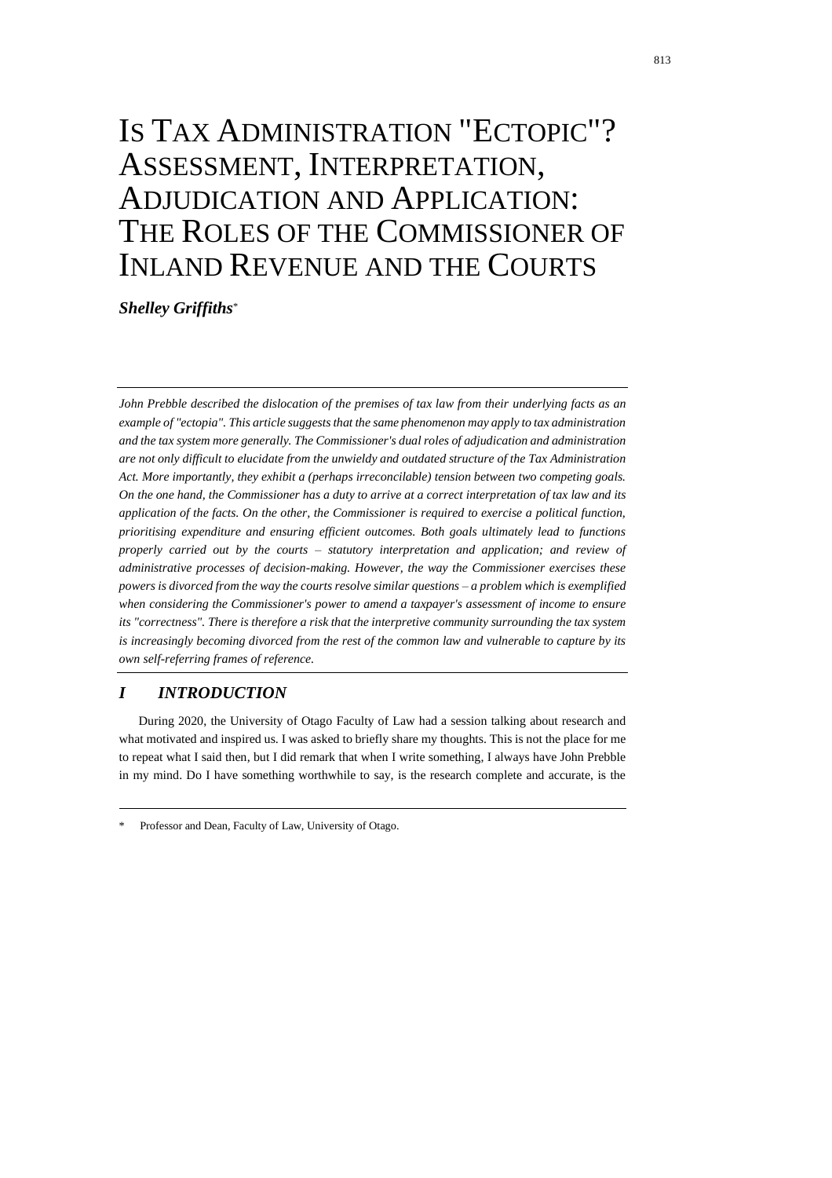# IS TAX ADMINISTRATION "ECTOPIC"? ASSESSMENT, INTERPRETATION, ADJUDICATION AND APPLICATION: THE ROLES OF THE COMMISSIONER OF INLAND REVENUE AND THE COURTS

***Shelley Griffiths****

*John Prebble described the dislocation of the premises of tax law from their underlying facts as an example of "ectopia". This article suggests that the same phenomenon may apply to tax administration and the tax system more generally. The Commissioner's dual roles of adjudication and administration are not only difficult to elucidate from the unwieldy and outdated structure of the Tax Administration Act. More importantly, they exhibit a (perhaps irreconcilable) tension between two competing goals. On the one hand, the Commissioner has a duty to arrive at a correct interpretation of tax law and its application of the facts. On the other, the Commissioner is required to exercise a political function, prioritising expenditure and ensuring efficient outcomes. Both goals ultimately lead to functions properly carried out by the courts – statutory interpretation and application; and review of administrative processes of decision-making. However, the way the Commissioner exercises these powers is divorced from the way the courts resolve similar questions – a problem which is exemplified when considering the Commissioner's power to amend a taxpayer's assessment of income to ensure its "correctness". There is therefore a risk that the interpretive community surrounding the tax system is increasingly becoming divorced from the rest of the common law and vulnerable to capture by its own self-referring frames of reference.*

## *I INTRODUCTION*

During 2020, the University of Otago Faculty of Law had a session talking about research and what motivated and inspired us. I was asked to briefly share my thoughts. This is not the place for me to repeat what I said then, but I did remark that when I write something, I always have John Prebble in my mind. Do I have something worthwhile to say, is the research complete and accurate, is the

\* Professor and Dean, Faculty of Law, University of Otago.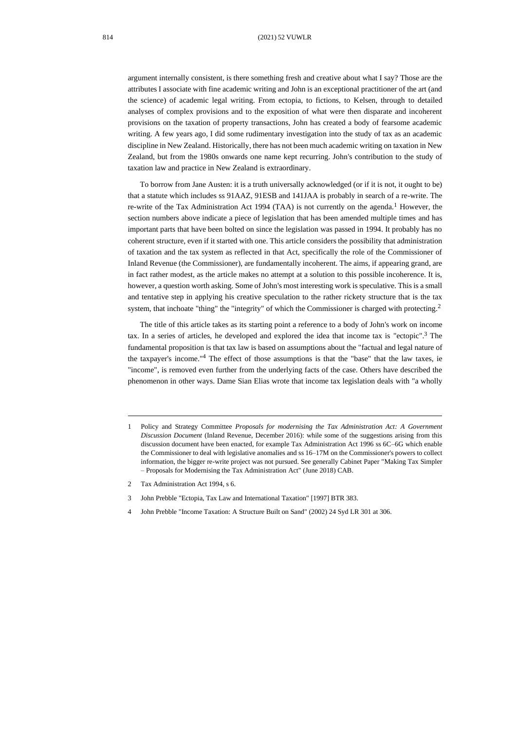argument internally consistent, is there something fresh and creative about what I say? Those are the attributes I associate with fine academic writing and John is an exceptional practitioner of the art (and the science) of academic legal writing. From ectopia, to fictions, to Kelsen, through to detailed analyses of complex provisions and to the exposition of what were then disparate and incoherent provisions on the taxation of property transactions, John has created a body of fearsome academic writing. A few years ago, I did some rudimentary investigation into the study of tax as an academic discipline in New Zealand. Historically, there has not been much academic writing on taxation in New Zealand, but from the 1980s onwards one name kept recurring. John's contribution to the study of taxation law and practice in New Zealand is extraordinary.

To borrow from Jane Austen: it is a truth universally acknowledged (or if it is not, it ought to be) that a statute which includes ss 91AAZ, 91ESB and 141JAA is probably in search of a re-write. The re-write of the Tax Administration Act 1994 (TAA) is not currently on the agenda.[1] However, the section numbers above indicate a piece of legislation that has been amended multiple times and has important parts that have been bolted on since the legislation was passed in 1994. It probably has no coherent structure, even if it started with one. This article considers the possibility that administration of taxation and the tax system as reflected in that Act, specifically the role of the Commissioner of Inland Revenue (the Commissioner), are fundamentally incoherent. The aims, if appearing grand, are in fact rather modest, as the article makes no attempt at a solution to this possible incoherence. It is, however, a question worth asking. Some of John's most interesting work is speculative. This is a small and tentative step in applying his creative speculation to the rather rickety structure that is the tax system, that inchoate "thing" the "integrity" of which the Commissioner is charged with protecting.[2]

The title of this article takes as its starting point a reference to a body of John's work on income tax. In a series of articles, he developed and explored the idea that income tax is "ectopic".[3] The fundamental proposition is that tax law is based on assumptions about the "factual and legal nature of the taxpayer's income."[4] The effect of those assumptions is that the "base" that the law taxes, ie "income", is removed even further from the underlying facts of the case. Others have described the phenomenon in other ways. Dame Sian Elias wrote that income tax legislation deals with "a wholly

---

1 Policy and Strategy Committee *Proposals for modernising the Tax Administration Act: A Government Discussion Document* (Inland Revenue, December 2016): while some of the suggestions arising from this discussion document have been enacted, for example Tax Administration Act 1996 ss 6C–6G which enable the Commissioner to deal with legislative anomalies and ss 16–17M on the Commissioner's powers to collect information, the bigger re-write project was not pursued. See generally Cabinet Paper "Making Tax Simpler – Proposals for Modernising the Tax Administration Act" (June 2018) CAB.

2 Tax Administration Act 1994, s 6.

3 John Prebble "Ectopia, Tax Law and International Taxation" [1997] BTR 383.

4 John Prebble "Income Taxation: A Structure Built on Sand" (2002) 24 Syd LR 301 at 306.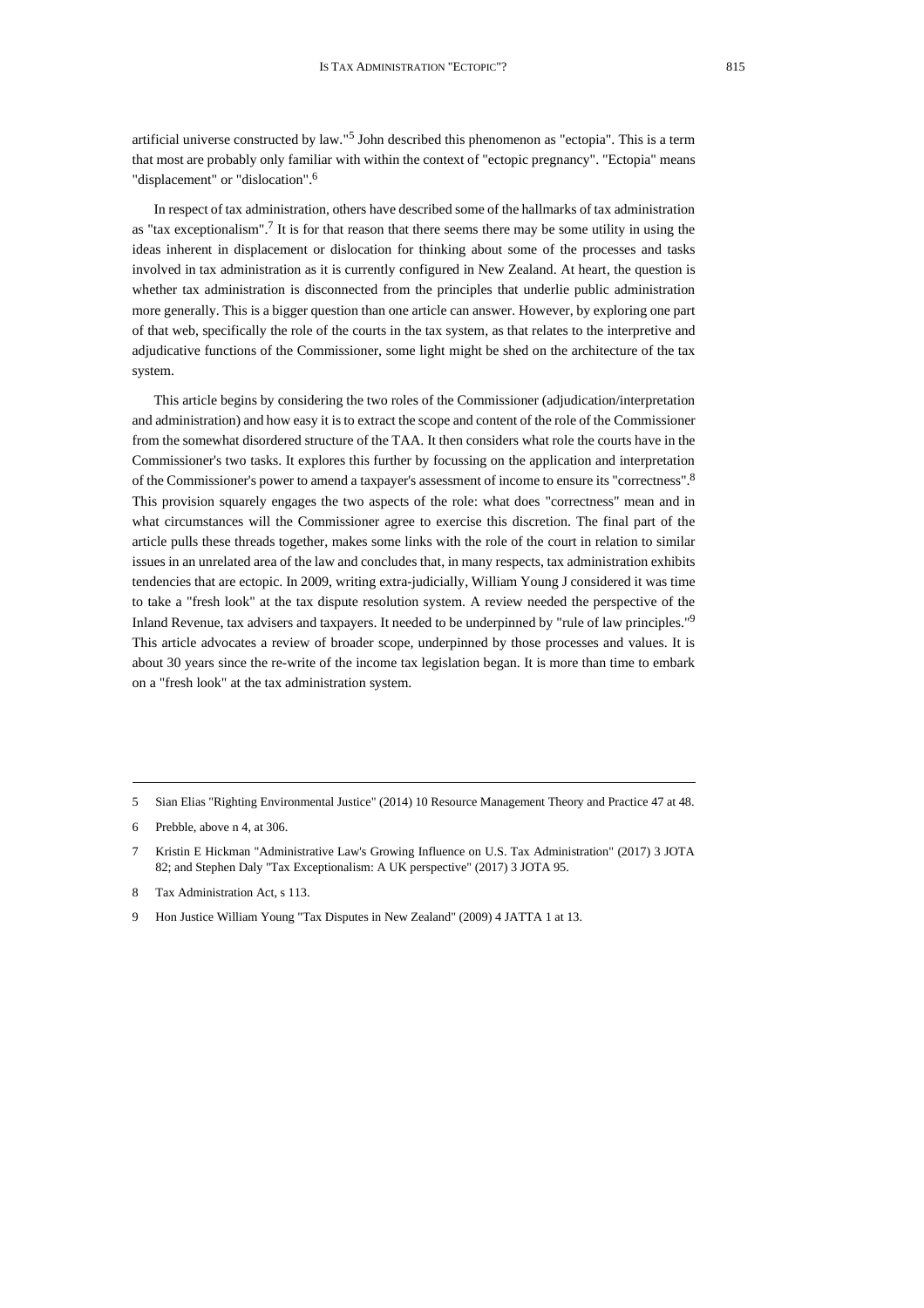artificial universe constructed by law."[5] John described this phenomenon as "ectopia". This is a term that most are probably only familiar with within the context of "ectopic pregnancy". "Ectopia" means "displacement" or "dislocation".[6]

In respect of tax administration, others have described some of the hallmarks of tax administration as "tax exceptionalism".[7] It is for that reason that there seems there may be some utility in using the ideas inherent in displacement or dislocation for thinking about some of the processes and tasks involved in tax administration as it is currently configured in New Zealand. At heart, the question is whether tax administration is disconnected from the principles that underlie public administration more generally. This is a bigger question than one article can answer. However, by exploring one part of that web, specifically the role of the courts in the tax system, as that relates to the interpretive and adjudicative functions of the Commissioner, some light might be shed on the architecture of the tax system.

This article begins by considering the two roles of the Commissioner (adjudication/interpretation and administration) and how easy it is to extract the scope and content of the role of the Commissioner from the somewhat disordered structure of the TAA. It then considers what role the courts have in the Commissioner's two tasks. It explores this further by focussing on the application and interpretation of the Commissioner's power to amend a taxpayer's assessment of income to ensure its "correctness".[8] This provision squarely engages the two aspects of the role: what does "correctness" mean and in what circumstances will the Commissioner agree to exercise this discretion. The final part of the article pulls these threads together, makes some links with the role of the court in relation to similar issues in an unrelated area of the law and concludes that, in many respects, tax administration exhibits tendencies that are ectopic. In 2009, writing extra-judicially, William Young J considered it was time to take a "fresh look" at the tax dispute resolution system. A review needed the perspective of the Inland Revenue, tax advisers and taxpayers. It needed to be underpinned by "rule of law principles."[9] This article advocates a review of broader scope, underpinned by those processes and values. It is about 30 years since the re-write of the income tax legislation began. It is more than time to embark on a "fresh look" at the tax administration system.

---

5 Sian Elias "Righting Environmental Justice" (2014) 10 Resource Management Theory and Practice 47 at 48.

6 Prebble, above n 4, at 306.

7 Kristin E Hickman "Administrative Law's Growing Influence on U.S. Tax Administration" (2017) 3 JOTA 82; and Stephen Daly "Tax Exceptionalism: A UK perspective" (2017) 3 JOTA 95.

8 Tax Administration Act, s 113.

9 Hon Justice William Young "Tax Disputes in New Zealand" (2009) 4 JATTA 1 at 13.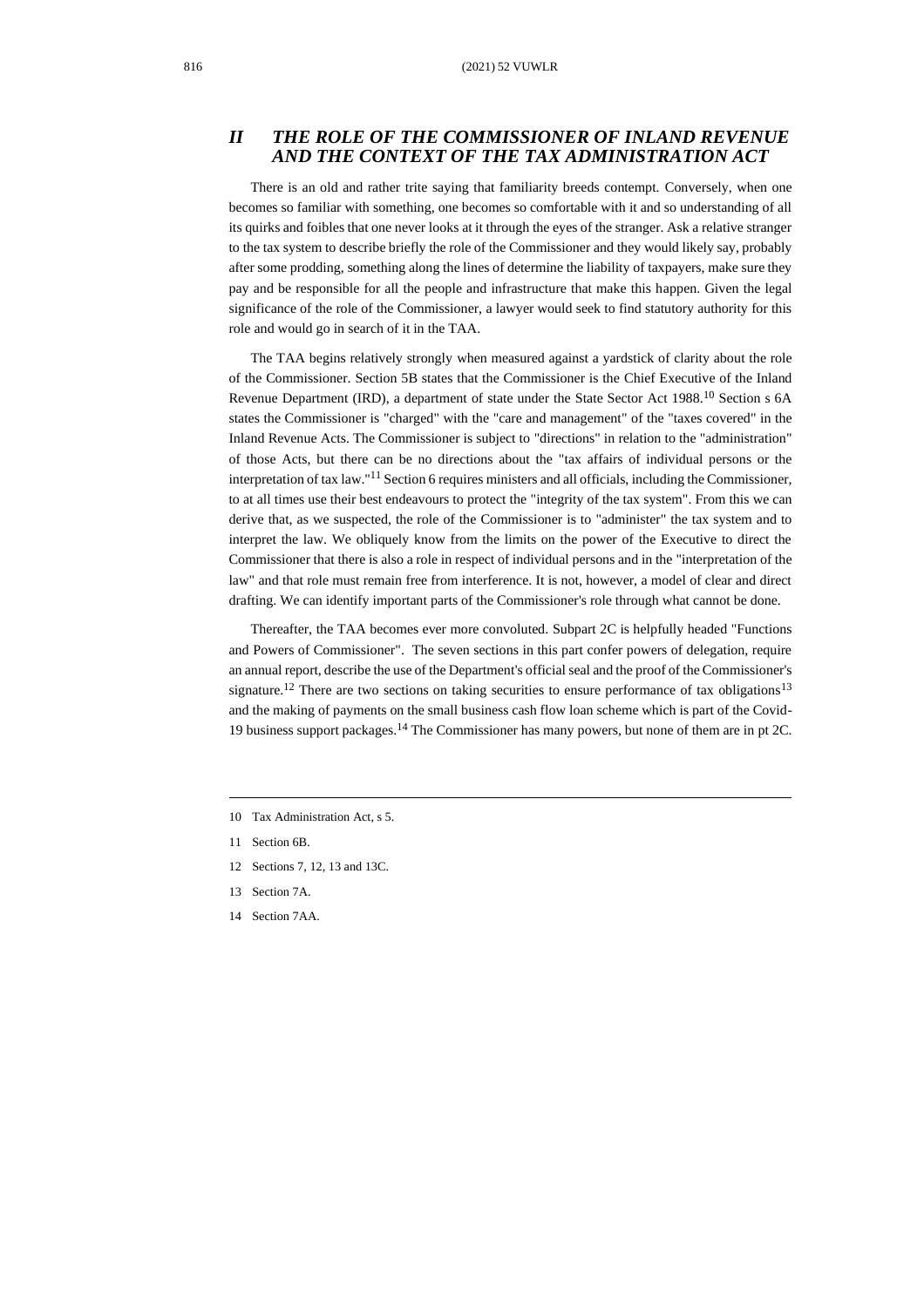## II THE ROLE OF THE COMMISSIONER OF INLAND REVENUE AND THE CONTEXT OF THE TAX ADMINISTRATION ACT

There is an old and rather trite saying that familiarity breeds contempt. Conversely, when one becomes so familiar with something, one becomes so comfortable with it and so understanding of all its quirks and foibles that one never looks at it through the eyes of the stranger. Ask a relative stranger to the tax system to describe briefly the role of the Commissioner and they would likely say, probably after some prodding, something along the lines of determine the liability of taxpayers, make sure they pay and be responsible for all the people and infrastructure that make this happen. Given the legal significance of the role of the Commissioner, a lawyer would seek to find statutory authority for this role and would go in search of it in the TAA.

The TAA begins relatively strongly when measured against a yardstick of clarity about the role of the Commissioner. Section 5B states that the Commissioner is the Chief Executive of the Inland Revenue Department (IRD), a department of state under the State Sector Act 1988.[10] Section s 6A states the Commissioner is "charged" with the "care and management" of the "taxes covered" in the Inland Revenue Acts. The Commissioner is subject to "directions" in relation to the "administration" of those Acts, but there can be no directions about the "tax affairs of individual persons or the interpretation of tax law."[11] Section 6 requires ministers and all officials, including the Commissioner, to at all times use their best endeavours to protect the "integrity of the tax system". From this we can derive that, as we suspected, the role of the Commissioner is to "administer" the tax system and to interpret the law. We obliquely know from the limits on the power of the Executive to direct the Commissioner that there is also a role in respect of individual persons and in the "interpretation of the law" and that role must remain free from interference. It is not, however, a model of clear and direct drafting. We can identify important parts of the Commissioner's role through what cannot be done.

Thereafter, the TAA becomes ever more convoluted. Subpart 2C is helpfully headed "Functions and Powers of Commissioner". The seven sections in this part confer powers of delegation, require an annual report, describe the use of the Department's official seal and the proof of the Commissioner's signature.[12] There are two sections on taking securities to ensure performance of tax obligations[13] and the making of payments on the small business cash flow loan scheme which is part of the Covid-19 business support packages.[14] The Commissioner has many powers, but none of them are in pt 2C.

10 Tax Administration Act, s 5.

11 Section 6B.

12 Sections 7, 12, 13 and 13C.

13 Section 7A.

14 Section 7AA.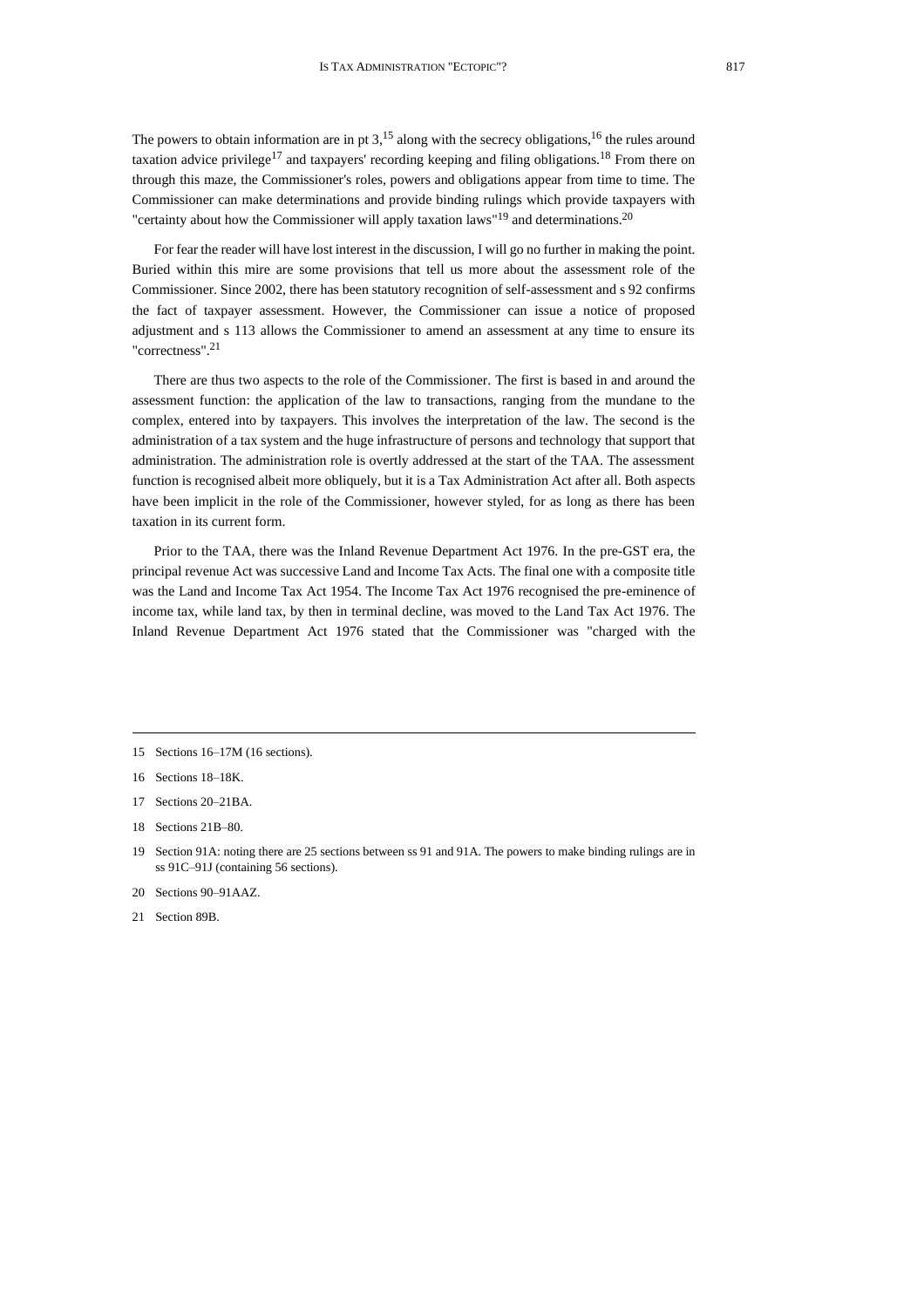The powers to obtain information are in pt 3,[15] along with the secrecy obligations,[16] the rules around taxation advice privilege[17] and taxpayers' recording keeping and filing obligations.[18] From there on through this maze, the Commissioner's roles, powers and obligations appear from time to time. The Commissioner can make determinations and provide binding rulings which provide taxpayers with "certainty about how the Commissioner will apply taxation laws"[19] and determinations.[20]

For fear the reader will have lost interest in the discussion, I will go no further in making the point. Buried within this mire are some provisions that tell us more about the assessment role of the Commissioner. Since 2002, there has been statutory recognition of self-assessment and s 92 confirms the fact of taxpayer assessment. However, the Commissioner can issue a notice of proposed adjustment and s 113 allows the Commissioner to amend an assessment at any time to ensure its "correctness".[21]

There are thus two aspects to the role of the Commissioner. The first is based in and around the assessment function: the application of the law to transactions, ranging from the mundane to the complex, entered into by taxpayers. This involves the interpretation of the law. The second is the administration of a tax system and the huge infrastructure of persons and technology that support that administration. The administration role is overtly addressed at the start of the TAA. The assessment function is recognised albeit more obliquely, but it is a Tax Administration Act after all. Both aspects have been implicit in the role of the Commissioner, however styled, for as long as there has been taxation in its current form.

Prior to the TAA, there was the Inland Revenue Department Act 1976. In the pre-GST era, the principal revenue Act was successive Land and Income Tax Acts. The final one with a composite title was the Land and Income Tax Act 1954. The Income Tax Act 1976 recognised the pre-eminence of income tax, while land tax, by then in terminal decline, was moved to the Land Tax Act 1976. The Inland Revenue Department Act 1976 stated that the Commissioner was "charged with the

---

15 Sections 16–17M (16 sections).

16 Sections 18–18K.

17 Sections 20–21BA.

18 Sections 21B–80.

19 Section 91A: noting there are 25 sections between ss 91 and 91A. The powers to make binding rulings are in ss 91C–91J (containing 56 sections).

20 Sections 90–91AAZ.

21 Section 89B.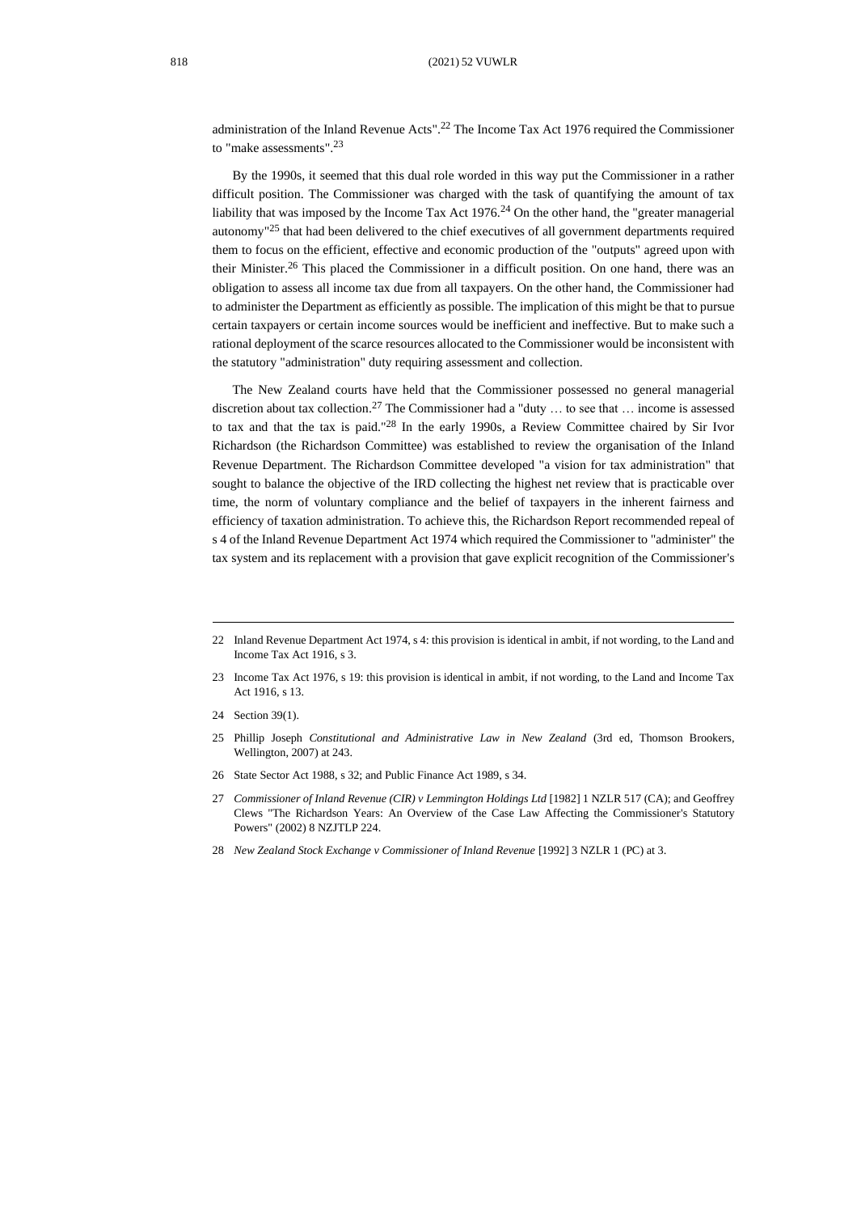administration of the Inland Revenue Acts".[22] The Income Tax Act 1976 required the Commissioner to "make assessments".[23]

By the 1990s, it seemed that this dual role worded in this way put the Commissioner in a rather difficult position. The Commissioner was charged with the task of quantifying the amount of tax liability that was imposed by the Income Tax Act 1976.[24] On the other hand, the "greater managerial autonomy"[25] that had been delivered to the chief executives of all government departments required them to focus on the efficient, effective and economic production of the "outputs" agreed upon with their Minister.[26] This placed the Commissioner in a difficult position. On one hand, there was an obligation to assess all income tax due from all taxpayers. On the other hand, the Commissioner had to administer the Department as efficiently as possible. The implication of this might be that to pursue certain taxpayers or certain income sources would be inefficient and ineffective. But to make such a rational deployment of the scarce resources allocated to the Commissioner would be inconsistent with the statutory "administration" duty requiring assessment and collection.

The New Zealand courts have held that the Commissioner possessed no general managerial discretion about tax collection.[27] The Commissioner had a "duty … to see that … income is assessed to tax and that the tax is paid."[28] In the early 1990s, a Review Committee chaired by Sir Ivor Richardson (the Richardson Committee) was established to review the organisation of the Inland Revenue Department. The Richardson Committee developed "a vision for tax administration" that sought to balance the objective of the IRD collecting the highest net review that is practicable over time, the norm of voluntary compliance and the belief of taxpayers in the inherent fairness and efficiency of taxation administration. To achieve this, the Richardson Report recommended repeal of s 4 of the Inland Revenue Department Act 1974 which required the Commissioner to "administer" the tax system and its replacement with a provision that gave explicit recognition of the Commissioner's

---

22 Inland Revenue Department Act 1974, s 4: this provision is identical in ambit, if not wording, to the Land and Income Tax Act 1916, s 3.

23 Income Tax Act 1976, s 19: this provision is identical in ambit, if not wording, to the Land and Income Tax Act 1916, s 13.

24 Section 39(1).

25 Phillip Joseph *Constitutional and Administrative Law in New Zealand* (3rd ed, Thomson Brookers, Wellington, 2007) at 243.

26 State Sector Act 1988, s 32; and Public Finance Act 1989, s 34.

27 *Commissioner of Inland Revenue (CIR) v Lemmington Holdings Ltd* [1982] 1 NZLR 517 (CA); and Geoffrey Clews "The Richardson Years: An Overview of the Case Law Affecting the Commissioner's Statutory Powers" (2002) 8 NZJTLP 224.

28 *New Zealand Stock Exchange v Commissioner of Inland Revenue* [1992] 3 NZLR 1 (PC) at 3.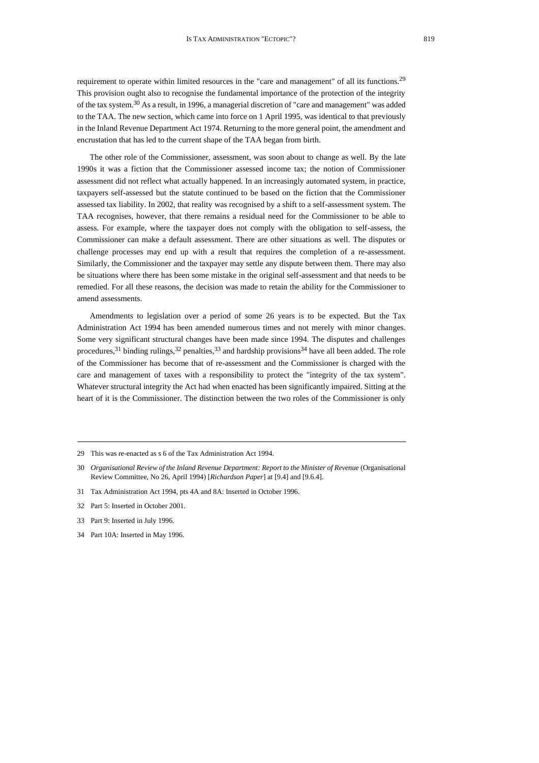requirement to operate within limited resources in the "care and management" of all its functions.[29] This provision ought also to recognise the fundamental importance of the protection of the integrity of the tax system.[30] As a result, in 1996, a managerial discretion of "care and management" was added to the TAA. The new section, which came into force on 1 April 1995, was identical to that previously in the Inland Revenue Department Act 1974. Returning to the more general point, the amendment and encrustation that has led to the current shape of the TAA began from birth.

The other role of the Commissioner, assessment, was soon about to change as well. By the late 1990s it was a fiction that the Commissioner assessed income tax; the notion of Commissioner assessment did not reflect what actually happened. In an increasingly automated system, in practice, taxpayers self-assessed but the statute continued to be based on the fiction that the Commissioner assessed tax liability. In 2002, that reality was recognised by a shift to a self-assessment system. The TAA recognises, however, that there remains a residual need for the Commissioner to be able to assess. For example, where the taxpayer does not comply with the obligation to self-assess, the Commissioner can make a default assessment. There are other situations as well. The disputes or challenge processes may end up with a result that requires the completion of a re-assessment. Similarly, the Commissioner and the taxpayer may settle any dispute between them. There may also be situations where there has been some mistake in the original self-assessment and that needs to be remedied. For all these reasons, the decision was made to retain the ability for the Commissioner to amend assessments.

Amendments to legislation over a period of some 26 years is to be expected. But the Tax Administration Act 1994 has been amended numerous times and not merely with minor changes. Some very significant structural changes have been made since 1994. The disputes and challenges procedures,[31] binding rulings,[32] penalties,[33] and hardship provisions[34] have all been added. The role of the Commissioner has become that of re-assessment and the Commissioner is charged with the care and management of taxes with a responsibility to protect the "integrity of the tax system". Whatever structural integrity the Act had when enacted has been significantly impaired. Sitting at the heart of it is the Commissioner. The distinction between the two roles of the Commissioner is only

---

29 This was re-enacted as s 6 of the Tax Administration Act 1994.

30 *Organisational Review of the Inland Revenue Department: Report to the Minister of Revenue* (Organisational Review Committee, No 26, April 1994) [*Richardson Paper*] at [9.4] and [9.6.4].

31 Tax Administration Act 1994, pts 4A and 8A: Inserted in October 1996.

32 Part 5: Inserted in October 2001.

33 Part 9: Inserted in July 1996.

34 Part 10A: Inserted in May 1996.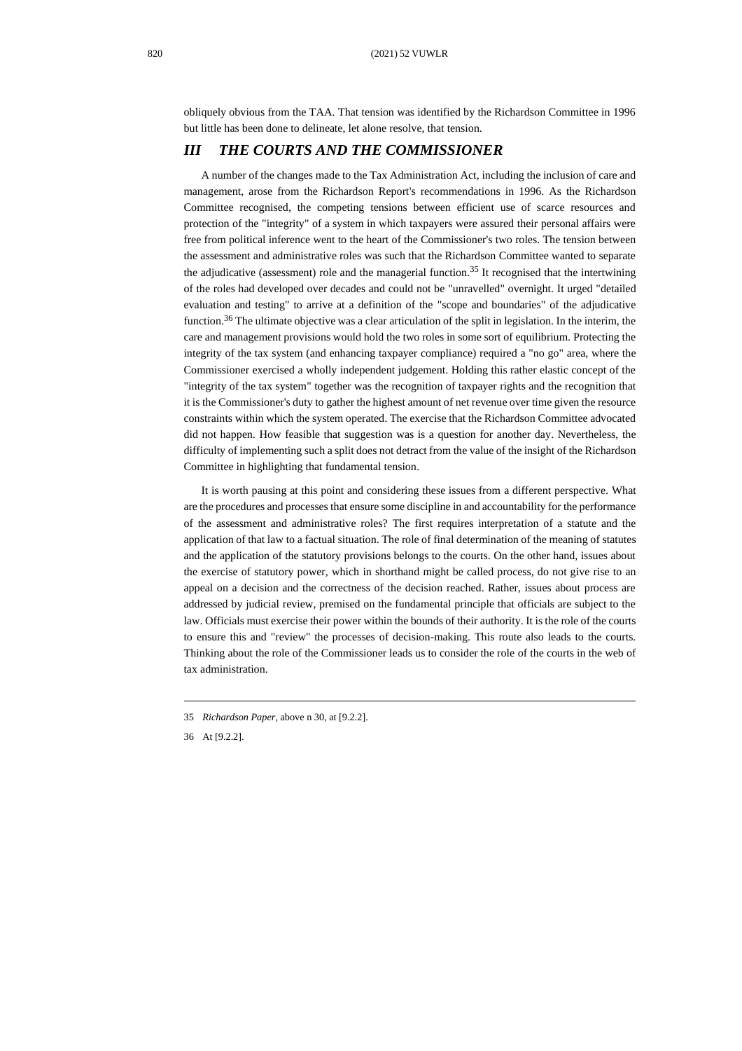obliquely obvious from the TAA. That tension was identified by the Richardson Committee in 1996 but little has been done to delineate, let alone resolve, that tension.

## *III THE COURTS AND THE COMMISSIONER*

A number of the changes made to the Tax Administration Act, including the inclusion of care and management, arose from the Richardson Report's recommendations in 1996. As the Richardson Committee recognised, the competing tensions between efficient use of scarce resources and protection of the "integrity" of a system in which taxpayers were assured their personal affairs were free from political inference went to the heart of the Commissioner's two roles. The tension between the assessment and administrative roles was such that the Richardson Committee wanted to separate the adjudicative (assessment) role and the managerial function.[35] It recognised that the intertwining of the roles had developed over decades and could not be "unravelled" overnight. It urged "detailed evaluation and testing" to arrive at a definition of the "scope and boundaries" of the adjudicative function.[36] The ultimate objective was a clear articulation of the split in legislation. In the interim, the care and management provisions would hold the two roles in some sort of equilibrium. Protecting the integrity of the tax system (and enhancing taxpayer compliance) required a "no go" area, where the Commissioner exercised a wholly independent judgement. Holding this rather elastic concept of the "integrity of the tax system" together was the recognition of taxpayer rights and the recognition that it is the Commissioner's duty to gather the highest amount of net revenue over time given the resource constraints within which the system operated. The exercise that the Richardson Committee advocated did not happen. How feasible that suggestion was is a question for another day. Nevertheless, the difficulty of implementing such a split does not detract from the value of the insight of the Richardson Committee in highlighting that fundamental tension.

It is worth pausing at this point and considering these issues from a different perspective. What are the procedures and processes that ensure some discipline in and accountability for the performance of the assessment and administrative roles? The first requires interpretation of a statute and the application of that law to a factual situation. The role of final determination of the meaning of statutes and the application of the statutory provisions belongs to the courts. On the other hand, issues about the exercise of statutory power, which in shorthand might be called process, do not give rise to an appeal on a decision and the correctness of the decision reached. Rather, issues about process are addressed by judicial review, premised on the fundamental principle that officials are subject to the law. Officials must exercise their power within the bounds of their authority. It is the role of the courts to ensure this and "review" the processes of decision-making. This route also leads to the courts. Thinking about the role of the Commissioner leads us to consider the role of the courts in the web of tax administration.

---

35 *Richardson Paper*, above n 30, at [9.2.2].

36 At [9.2.2].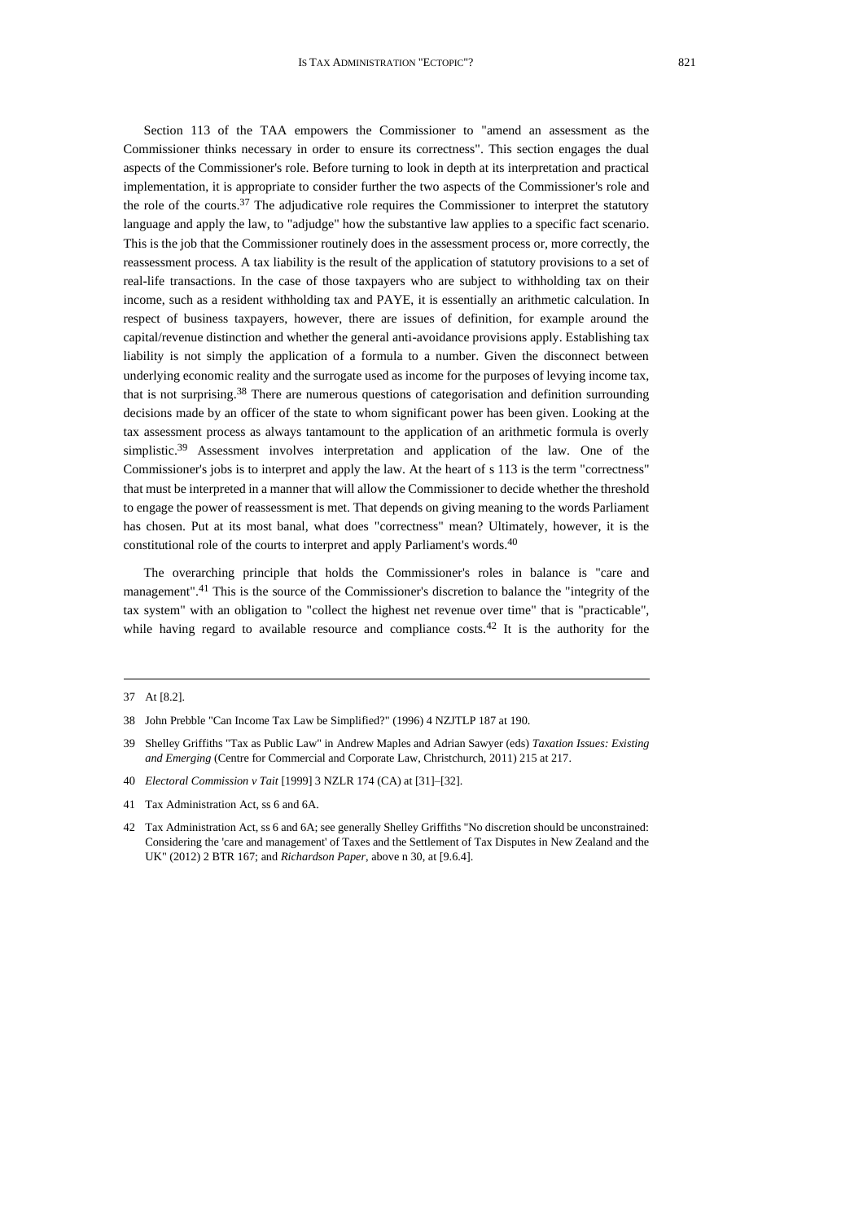Section 113 of the TAA empowers the Commissioner to "amend an assessment as the Commissioner thinks necessary in order to ensure its correctness". This section engages the dual aspects of the Commissioner's role. Before turning to look in depth at its interpretation and practical implementation, it is appropriate to consider further the two aspects of the Commissioner's role and the role of the courts.[37] The adjudicative role requires the Commissioner to interpret the statutory language and apply the law, to "adjudge" how the substantive law applies to a specific fact scenario. This is the job that the Commissioner routinely does in the assessment process or, more correctly, the reassessment process. A tax liability is the result of the application of statutory provisions to a set of real-life transactions. In the case of those taxpayers who are subject to withholding tax on their income, such as a resident withholding tax and PAYE, it is essentially an arithmetic calculation. In respect of business taxpayers, however, there are issues of definition, for example around the capital/revenue distinction and whether the general anti-avoidance provisions apply. Establishing tax liability is not simply the application of a formula to a number. Given the disconnect between underlying economic reality and the surrogate used as income for the purposes of levying income tax, that is not surprising.[38] There are numerous questions of categorisation and definition surrounding decisions made by an officer of the state to whom significant power has been given. Looking at the tax assessment process as always tantamount to the application of an arithmetic formula is overly simplistic.[39] Assessment involves interpretation and application of the law. One of the Commissioner's jobs is to interpret and apply the law. At the heart of s 113 is the term "correctness" that must be interpreted in a manner that will allow the Commissioner to decide whether the threshold to engage the power of reassessment is met. That depends on giving meaning to the words Parliament has chosen. Put at its most banal, what does "correctness" mean? Ultimately, however, it is the constitutional role of the courts to interpret and apply Parliament's words.[40]

The overarching principle that holds the Commissioner's roles in balance is "care and management".[41] This is the source of the Commissioner's discretion to balance the "integrity of the tax system" with an obligation to "collect the highest net revenue over time" that is "practicable", while having regard to available resource and compliance costs.[42] It is the authority for the

---

37 At [8.2].

38 John Prebble "Can Income Tax Law be Simplified?" (1996) 4 NZJTLP 187 at 190.

39 Shelley Griffiths "Tax as Public Law" in Andrew Maples and Adrian Sawyer (eds) *Taxation Issues: Existing and Emerging* (Centre for Commercial and Corporate Law, Christchurch, 2011) 215 at 217.

40 *Electoral Commission v Tait* [1999] 3 NZLR 174 (CA) at [31]–[32].

41 Tax Administration Act, ss 6 and 6A.

42 Tax Administration Act, ss 6 and 6A; see generally Shelley Griffiths "No discretion should be unconstrained: Considering the 'care and management' of Taxes and the Settlement of Tax Disputes in New Zealand and the UK" (2012) 2 BTR 167; and *Richardson Paper*, above n 30, at [9.6.4].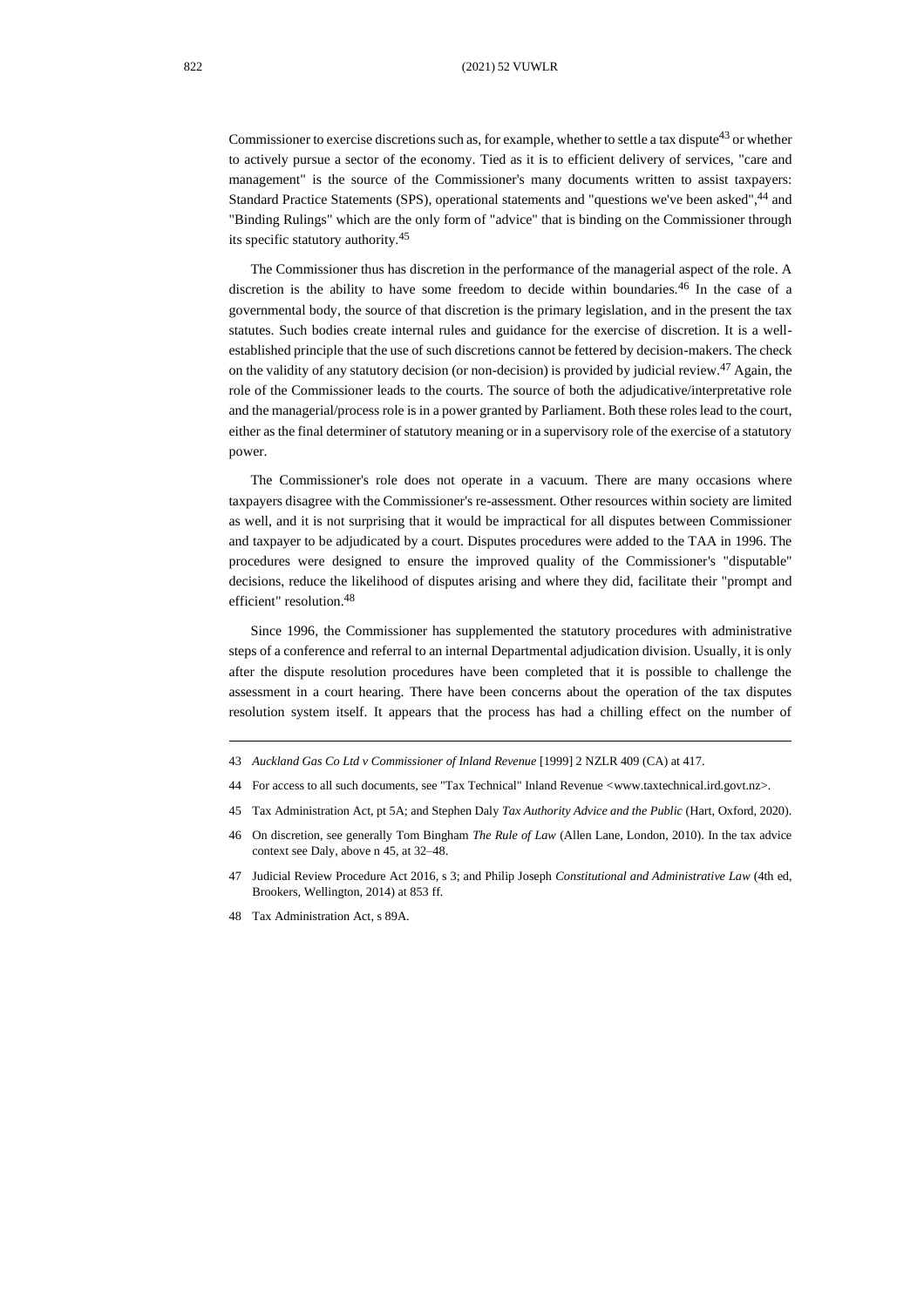Commissioner to exercise discretions such as, for example, whether to settle a tax dispute[43] or whether to actively pursue a sector of the economy. Tied as it is to efficient delivery of services, "care and management" is the source of the Commissioner's many documents written to assist taxpayers: Standard Practice Statements (SPS), operational statements and "questions we've been asked",[44] and "Binding Rulings" which are the only form of "advice" that is binding on the Commissioner through its specific statutory authority.[45]

The Commissioner thus has discretion in the performance of the managerial aspect of the role. A discretion is the ability to have some freedom to decide within boundaries.[46] In the case of a governmental body, the source of that discretion is the primary legislation, and in the present the tax statutes. Such bodies create internal rules and guidance for the exercise of discretion. It is a well-established principle that the use of such discretions cannot be fettered by decision-makers. The check on the validity of any statutory decision (or non-decision) is provided by judicial review.[47] Again, the role of the Commissioner leads to the courts. The source of both the adjudicative/interpretative role and the managerial/process role is in a power granted by Parliament. Both these roles lead to the court, either as the final determiner of statutory meaning or in a supervisory role of the exercise of a statutory power.

The Commissioner's role does not operate in a vacuum. There are many occasions where taxpayers disagree with the Commissioner's re-assessment. Other resources within society are limited as well, and it is not surprising that it would be impractical for all disputes between Commissioner and taxpayer to be adjudicated by a court. Disputes procedures were added to the TAA in 1996. The procedures were designed to ensure the improved quality of the Commissioner's "disputable" decisions, reduce the likelihood of disputes arising and where they did, facilitate their "prompt and efficient" resolution.[48]

Since 1996, the Commissioner has supplemented the statutory procedures with administrative steps of a conference and referral to an internal Departmental adjudication division. Usually, it is only after the dispute resolution procedures have been completed that it is possible to challenge the assessment in a court hearing. There have been concerns about the operation of the tax disputes resolution system itself. It appears that the process has had a chilling effect on the number of

---

43 *Auckland Gas Co Ltd v Commissioner of Inland Revenue* [1999] 2 NZLR 409 (CA) at 417.

44 For access to all such documents, see "Tax Technical" Inland Revenue <www.taxtechnical.ird.govt.nz>.

45 Tax Administration Act, pt 5A; and Stephen Daly *Tax Authority Advice and the Public* (Hart, Oxford, 2020).

46 On discretion, see generally Tom Bingham *The Rule of Law* (Allen Lane, London, 2010). In the tax advice context see Daly, above n 45, at 32–48.

47 Judicial Review Procedure Act 2016, s 3; and Philip Joseph *Constitutional and Administrative Law* (4th ed, Brookers, Wellington, 2014) at 853 ff.

48 Tax Administration Act, s 89A.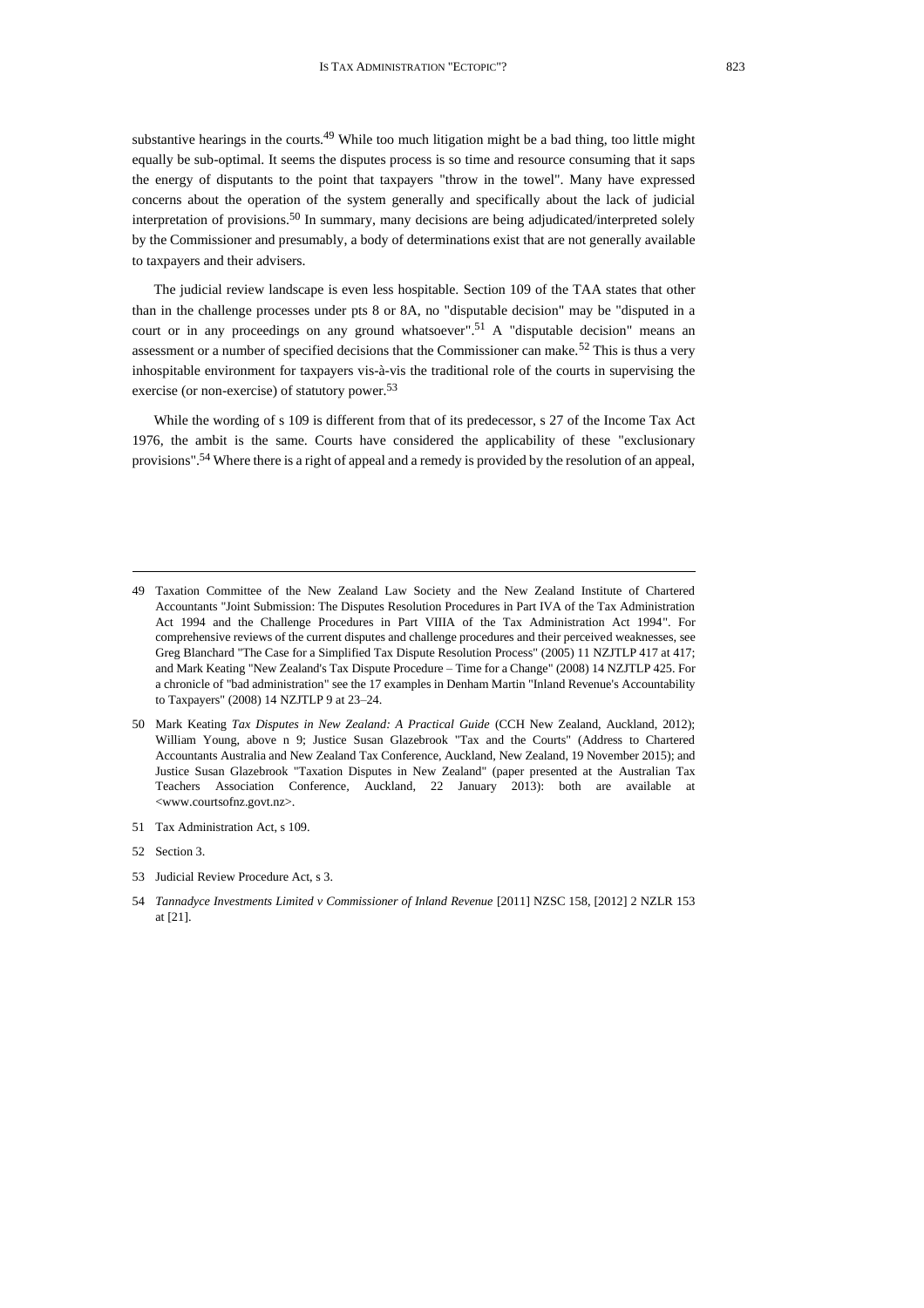substantive hearings in the courts.[49] While too much litigation might be a bad thing, too little might equally be sub-optimal. It seems the disputes process is so time and resource consuming that it saps the energy of disputants to the point that taxpayers "throw in the towel". Many have expressed concerns about the operation of the system generally and specifically about the lack of judicial interpretation of provisions.[50] In summary, many decisions are being adjudicated/interpreted solely by the Commissioner and presumably, a body of determinations exist that are not generally available to taxpayers and their advisers.

The judicial review landscape is even less hospitable. Section 109 of the TAA states that other than in the challenge processes under pts 8 or 8A, no "disputable decision" may be "disputed in a court or in any proceedings on any ground whatsoever".[51] A "disputable decision" means an assessment or a number of specified decisions that the Commissioner can make.[52] This is thus a very inhospitable environment for taxpayers vis-à-vis the traditional role of the courts in supervising the exercise (or non-exercise) of statutory power.[53]

While the wording of s 109 is different from that of its predecessor, s 27 of the Income Tax Act 1976, the ambit is the same. Courts have considered the applicability of these "exclusionary provisions".[54] Where there is a right of appeal and a remedy is provided by the resolution of an appeal,

---

49 Taxation Committee of the New Zealand Law Society and the New Zealand Institute of Chartered Accountants "Joint Submission: The Disputes Resolution Procedures in Part IVA of the Tax Administration Act 1994 and the Challenge Procedures in Part VIIIA of the Tax Administration Act 1994". For comprehensive reviews of the current disputes and challenge procedures and their perceived weaknesses, see Greg Blanchard "The Case for a Simplified Tax Dispute Resolution Process" (2005) 11 NZJTLP 417 at 417; and Mark Keating "New Zealand's Tax Dispute Procedure – Time for a Change" (2008) 14 NZJTLP 425. For a chronicle of "bad administration" see the 17 examples in Denham Martin "Inland Revenue's Accountability to Taxpayers" (2008) 14 NZJTLP 9 at 23–24.

50 Mark Keating *Tax Disputes in New Zealand: A Practical Guide* (CCH New Zealand, Auckland, 2012); William Young, above n 9; Justice Susan Glazebrook "Tax and the Courts" (Address to Chartered Accountants Australia and New Zealand Tax Conference, Auckland, New Zealand, 19 November 2015); and Justice Susan Glazebrook "Taxation Disputes in New Zealand" (paper presented at the Australian Tax Teachers Association Conference, Auckland, 22 January 2013): both are available at <www.courtsofnz.govt.nz>.

51 Tax Administration Act, s 109.

52 Section 3.

53 Judicial Review Procedure Act, s 3.

54 *Tannadyce Investments Limited v Commissioner of Inland Revenue* [2011] NZSC 158, [2012] 2 NZLR 153 at [21].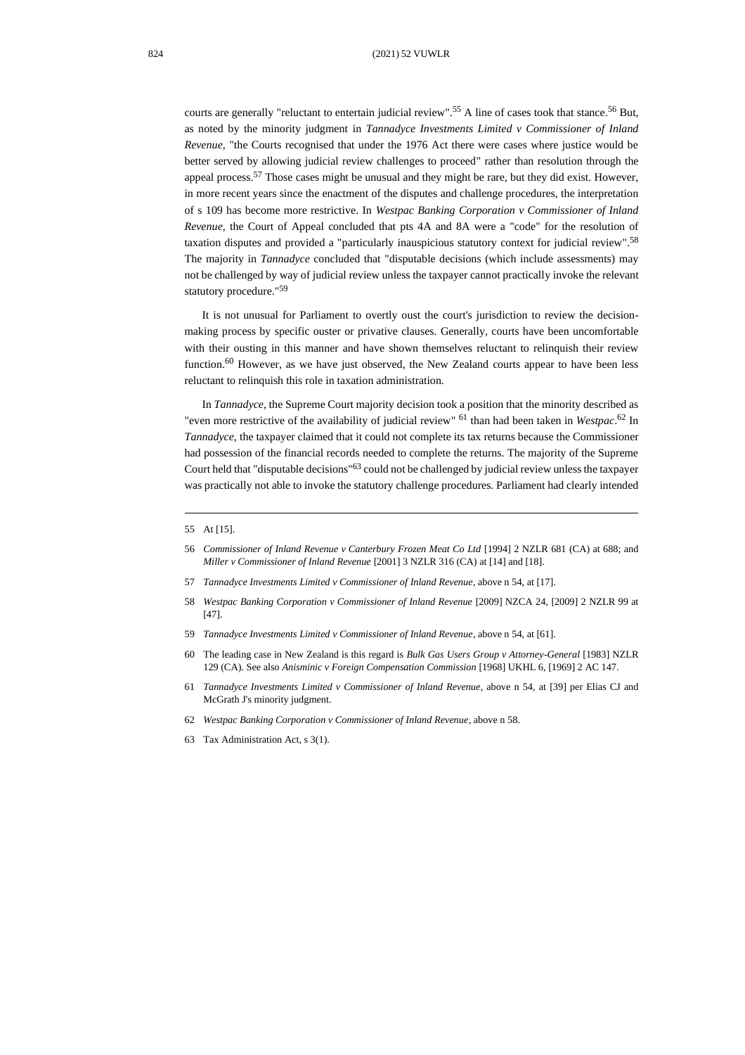courts are generally "reluctant to entertain judicial review".[55] A line of cases took that stance.[56] But, as noted by the minority judgment in *Tannadyce Investments Limited v Commissioner of Inland Revenue*, "the Courts recognised that under the 1976 Act there were cases where justice would be better served by allowing judicial review challenges to proceed" rather than resolution through the appeal process.[57] Those cases might be unusual and they might be rare, but they did exist. However, in more recent years since the enactment of the disputes and challenge procedures, the interpretation of s 109 has become more restrictive. In *Westpac Banking Corporation v Commissioner of Inland Revenue*, the Court of Appeal concluded that pts 4A and 8A were a "code" for the resolution of taxation disputes and provided a "particularly inauspicious statutory context for judicial review".[58] The majority in *Tannadyce* concluded that "disputable decisions (which include assessments) may not be challenged by way of judicial review unless the taxpayer cannot practically invoke the relevant statutory procedure."[59]

It is not unusual for Parliament to overtly oust the court's jurisdiction to review the decision-making process by specific ouster or privative clauses. Generally, courts have been uncomfortable with their ousting in this manner and have shown themselves reluctant to relinquish their review function.[60] However, as we have just observed, the New Zealand courts appear to have been less reluctant to relinquish this role in taxation administration.

In *Tannadyce*, the Supreme Court majority decision took a position that the minority described as "even more restrictive of the availability of judicial review" [61] than had been taken in *Westpac*.[62] In *Tannadyce*, the taxpayer claimed that it could not complete its tax returns because the Commissioner had possession of the financial records needed to complete the returns. The majority of the Supreme Court held that "disputable decisions"[63] could not be challenged by judicial review unless the taxpayer was practically not able to invoke the statutory challenge procedures. Parliament had clearly intended

---

55 At [15].

56 *Commissioner of Inland Revenue v Canterbury Frozen Meat Co Ltd* [1994] 2 NZLR 681 (CA) at 688; and *Miller v Commissioner of Inland Revenue* [2001] 3 NZLR 316 (CA) at [14] and [18].

57 *Tannadyce Investments Limited v Commissioner of Inland Revenue*, above n 54, at [17].

58 *Westpac Banking Corporation v Commissioner of Inland Revenue* [2009] NZCA 24, [2009] 2 NZLR 99 at [47].

59 *Tannadyce Investments Limited v Commissioner of Inland Revenue*, above n 54, at [61].

60 The leading case in New Zealand is this regard is *Bulk Gas Users Group v Attorney-General* [1983] NZLR 129 (CA). See also *Anisminic v Foreign Compensation Commission* [1968] UKHL 6, [1969] 2 AC 147.

61 *Tannadyce Investments Limited v Commissioner of Inland Revenue*, above n 54, at [39] per Elias CJ and McGrath J's minority judgment.

62 *Westpac Banking Corporation v Commissioner of Inland Revenue*, above n 58.

63 Tax Administration Act, s 3(1).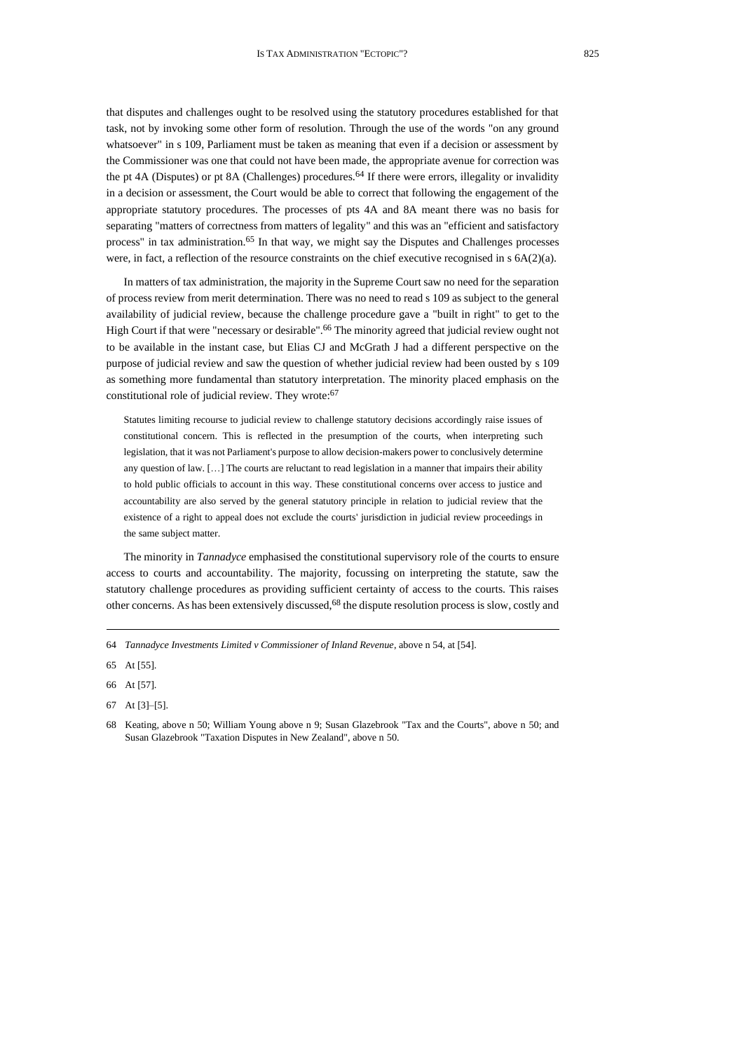that disputes and challenges ought to be resolved using the statutory procedures established for that task, not by invoking some other form of resolution. Through the use of the words "on any ground whatsoever" in s 109, Parliament must be taken as meaning that even if a decision or assessment by the Commissioner was one that could not have been made, the appropriate avenue for correction was the pt 4A (Disputes) or pt 8A (Challenges) procedures.[64] If there were errors, illegality or invalidity in a decision or assessment, the Court would be able to correct that following the engagement of the appropriate statutory procedures. The processes of pts 4A and 8A meant there was no basis for separating "matters of correctness from matters of legality" and this was an "efficient and satisfactory process" in tax administration.[65] In that way, we might say the Disputes and Challenges processes were, in fact, a reflection of the resource constraints on the chief executive recognised in s 6A(2)(a).

In matters of tax administration, the majority in the Supreme Court saw no need for the separation of process review from merit determination. There was no need to read s 109 as subject to the general availability of judicial review, because the challenge procedure gave a "built in right" to get to the High Court if that were "necessary or desirable".[66] The minority agreed that judicial review ought not to be available in the instant case, but Elias CJ and McGrath J had a different perspective on the purpose of judicial review and saw the question of whether judicial review had been ousted by s 109 as something more fundamental than statutory interpretation. The minority placed emphasis on the constitutional role of judicial review. They wrote:[67]

> Statutes limiting recourse to judicial review to challenge statutory decisions accordingly raise issues of constitutional concern. This is reflected in the presumption of the courts, when interpreting such legislation, that it was not Parliament's purpose to allow decision-makers power to conclusively determine any question of law. […] The courts are reluctant to read legislation in a manner that impairs their ability to hold public officials to account in this way. These constitutional concerns over access to justice and accountability are also served by the general statutory principle in relation to judicial review that the existence of a right to appeal does not exclude the courts' jurisdiction in judicial review proceedings in the same subject matter.

The minority in *Tannadyce* emphasised the constitutional supervisory role of the courts to ensure access to courts and accountability. The majority, focussing on interpreting the statute, saw the statutory challenge procedures as providing sufficient certainty of access to the courts. This raises other concerns. As has been extensively discussed,[68] the dispute resolution process is slow, costly and

---

64 *Tannadyce Investments Limited v Commissioner of Inland Revenue*, above n 54, at [54].

65 At [55].

66 At [57].

67 At [3]–[5].

68 Keating, above n 50; William Young above n 9; Susan Glazebrook "Tax and the Courts", above n 50; and Susan Glazebrook "Taxation Disputes in New Zealand", above n 50.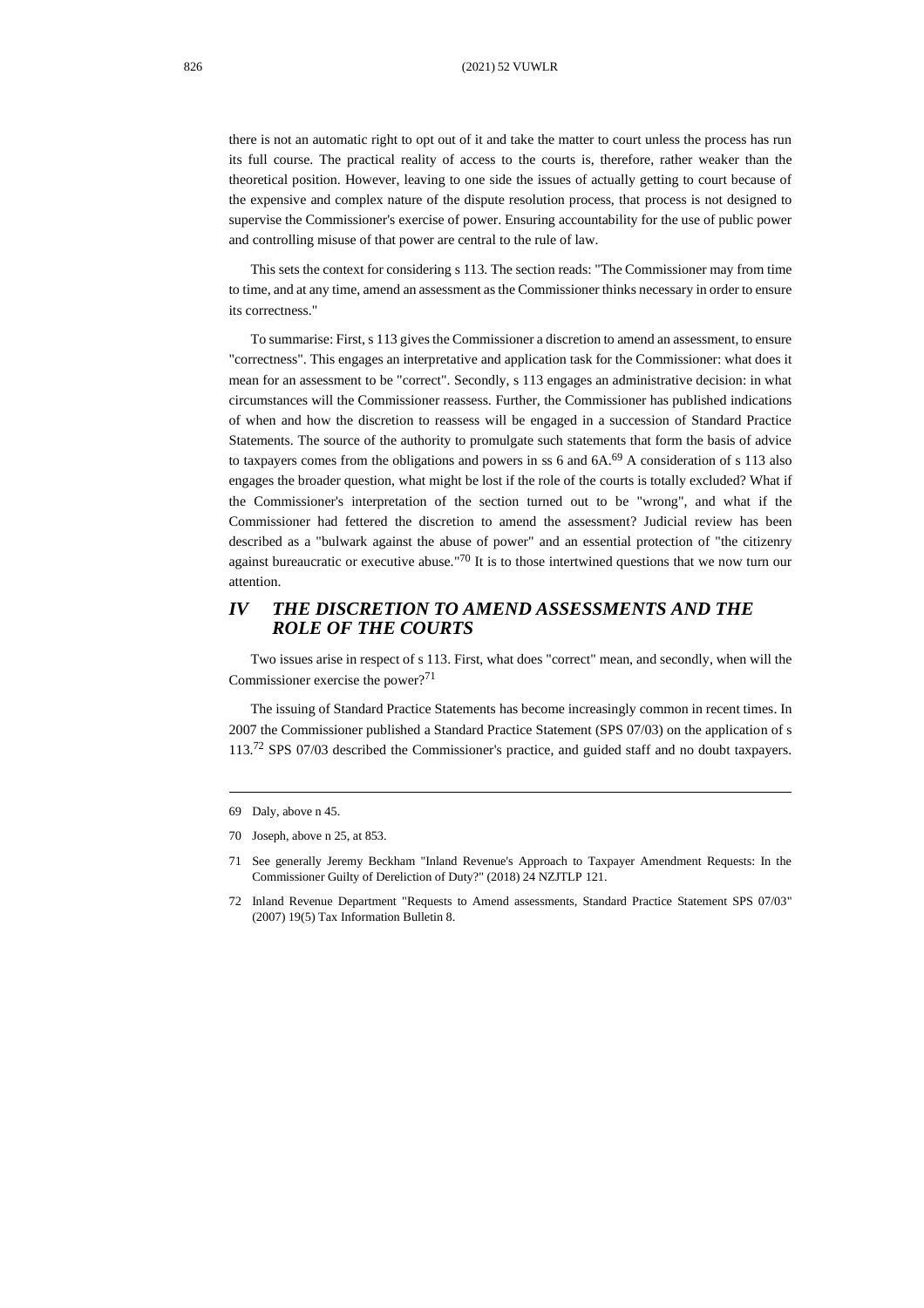there is not an automatic right to opt out of it and take the matter to court unless the process has run its full course. The practical reality of access to the courts is, therefore, rather weaker than the theoretical position. However, leaving to one side the issues of actually getting to court because of the expensive and complex nature of the dispute resolution process, that process is not designed to supervise the Commissioner's exercise of power. Ensuring accountability for the use of public power and controlling misuse of that power are central to the rule of law.

This sets the context for considering s 113. The section reads: "The Commissioner may from time to time, and at any time, amend an assessment as the Commissioner thinks necessary in order to ensure its correctness."

To summarise: First, s 113 gives the Commissioner a discretion to amend an assessment, to ensure "correctness". This engages an interpretative and application task for the Commissioner: what does it mean for an assessment to be "correct". Secondly, s 113 engages an administrative decision: in what circumstances will the Commissioner reassess. Further, the Commissioner has published indications of when and how the discretion to reassess will be engaged in a succession of Standard Practice Statements. The source of the authority to promulgate such statements that form the basis of advice to taxpayers comes from the obligations and powers in ss 6 and 6A.[69] A consideration of s 113 also engages the broader question, what might be lost if the role of the courts is totally excluded? What if the Commissioner's interpretation of the section turned out to be "wrong", and what if the Commissioner had fettered the discretion to amend the assessment? Judicial review has been described as a "bulwark against the abuse of power" and an essential protection of "the citizenry against bureaucratic or executive abuse."[70] It is to those intertwined questions that we now turn our attention.

## *IV THE DISCRETION TO AMEND ASSESSMENTS AND THE ROLE OF THE COURTS*

Two issues arise in respect of s 113. First, what does "correct" mean, and secondly, when will the Commissioner exercise the power?[71]

The issuing of Standard Practice Statements has become increasingly common in recent times. In 2007 the Commissioner published a Standard Practice Statement (SPS 07/03) on the application of s 113.[72] SPS 07/03 described the Commissioner's practice, and guided staff and no doubt taxpayers.

---

69 Daly, above n 45.

70 Joseph, above n 25, at 853.

71 See generally Jeremy Beckham "Inland Revenue's Approach to Taxpayer Amendment Requests: In the Commissioner Guilty of Dereliction of Duty?" (2018) 24 NZJTLP 121.

72 Inland Revenue Department "Requests to Amend assessments, Standard Practice Statement SPS 07/03" (2007) 19(5) Tax Information Bulletin 8.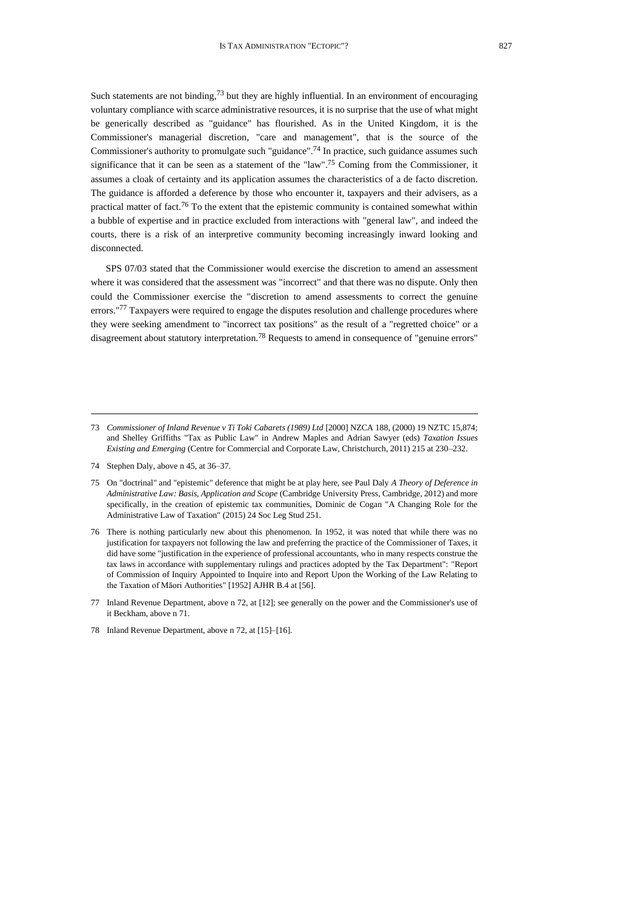Such statements are not binding,[73] but they are highly influential. In an environment of encouraging voluntary compliance with scarce administrative resources, it is no surprise that the use of what might be generically described as "guidance" has flourished. As in the United Kingdom, it is the Commissioner's managerial discretion, "care and management", that is the source of the Commissioner's authority to promulgate such "guidance".[74] In practice, such guidance assumes such significance that it can be seen as a statement of the "law".[75] Coming from the Commissioner, it assumes a cloak of certainty and its application assumes the characteristics of a de facto discretion. The guidance is afforded a deference by those who encounter it, taxpayers and their advisers, as a practical matter of fact.[76] To the extent that the epistemic community is contained somewhat within a bubble of expertise and in practice excluded from interactions with "general law", and indeed the courts, there is a risk of an interpretive community becoming increasingly inward looking and disconnected.

SPS 07/03 stated that the Commissioner would exercise the discretion to amend an assessment where it was considered that the assessment was "incorrect" and that there was no dispute. Only then could the Commissioner exercise the "discretion to amend assessments to correct the genuine errors."[77] Taxpayers were required to engage the disputes resolution and challenge procedures where they were seeking amendment to "incorrect tax positions" as the result of a "regretted choice" or a disagreement about statutory interpretation.[78] Requests to amend in consequence of "genuine errors"

---

73 *Commissioner of Inland Revenue v Ti Toki Cabarets (1989) Ltd* [2000] NZCA 188, (2000) 19 NZTC 15,874; and Shelley Griffiths "Tax as Public Law" in Andrew Maples and Adrian Sawyer (eds) *Taxation Issues Existing and Emerging* (Centre for Commercial and Corporate Law, Christchurch, 2011) 215 at 230–232.

74 Stephen Daly, above n 45, at 36–37.

75 On "doctrinal" and "epistemic" deference that might be at play here, see Paul Daly *A Theory of Deference in Administrative Law: Basis, Application and Scope* (Cambridge University Press, Cambridge, 2012) and more specifically, in the creation of epistemic tax communities, Dominic de Cogan "A Changing Role for the Administrative Law of Taxation" (2015) 24 Soc Leg Stud 251.

76 There is nothing particularly new about this phenomenon. In 1952, it was noted that while there was no justification for taxpayers not following the law and preferring the practice of the Commissioner of Taxes, it did have some "justification in the experience of professional accountants, who in many respects construe the tax laws in accordance with supplementary rulings and practices adopted by the Tax Department": "Report of Commission of Inquiry Appointed to Inquire into and Report Upon the Working of the Law Relating to the Taxation of Māori Authorities" [1952] AJHR B.4 at [56].

77 Inland Revenue Department, above n 72, at [12]; see generally on the power and the Commissioner's use of it Beckham, above n 71.

78 Inland Revenue Department, above n 72, at [15]–[16].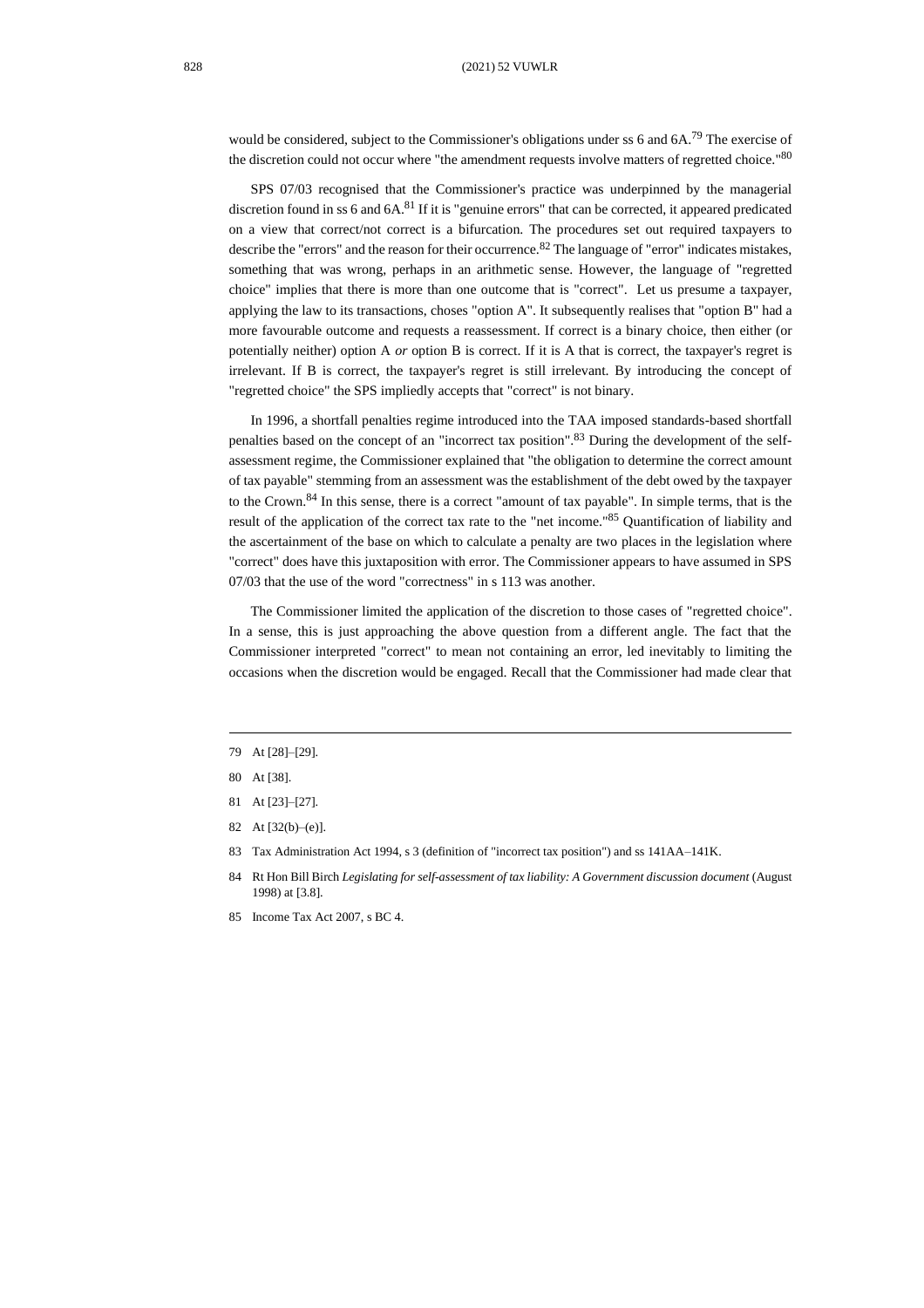would be considered, subject to the Commissioner's obligations under ss 6 and 6A.[79] The exercise of the discretion could not occur where "the amendment requests involve matters of regretted choice."[80]

SPS 07/03 recognised that the Commissioner's practice was underpinned by the managerial discretion found in ss 6 and 6A.[81] If it is "genuine errors" that can be corrected, it appeared predicated on a view that correct/not correct is a bifurcation. The procedures set out required taxpayers to describe the "errors" and the reason for their occurrence.[82] The language of "error" indicates mistakes, something that was wrong, perhaps in an arithmetic sense. However, the language of "regretted choice" implies that there is more than one outcome that is "correct". Let us presume a taxpayer, applying the law to its transactions, choses "option A". It subsequently realises that "option B" had a more favourable outcome and requests a reassessment. If correct is a binary choice, then either (or potentially neither) option A *or* option B is correct. If it is A that is correct, the taxpayer's regret is irrelevant. If B is correct, the taxpayer's regret is still irrelevant. By introducing the concept of "regretted choice" the SPS impliedly accepts that "correct" is not binary.

In 1996, a shortfall penalties regime introduced into the TAA imposed standards-based shortfall penalties based on the concept of an "incorrect tax position".[83] During the development of the self-assessment regime, the Commissioner explained that "the obligation to determine the correct amount of tax payable" stemming from an assessment was the establishment of the debt owed by the taxpayer to the Crown.[84] In this sense, there is a correct "amount of tax payable". In simple terms, that is the result of the application of the correct tax rate to the "net income."[85] Quantification of liability and the ascertainment of the base on which to calculate a penalty are two places in the legislation where "correct" does have this juxtaposition with error. The Commissioner appears to have assumed in SPS 07/03 that the use of the word "correctness" in s 113 was another.

The Commissioner limited the application of the discretion to those cases of "regretted choice". In a sense, this is just approaching the above question from a different angle. The fact that the Commissioner interpreted "correct" to mean not containing an error, led inevitably to limiting the occasions when the discretion would be engaged. Recall that the Commissioner had made clear that

---

79 At [28]–[29].

80 At [38].

81 At [23]–[27].

82 At [32(b)–(e)].

83 Tax Administration Act 1994, s 3 (definition of "incorrect tax position") and ss 141AA–141K.

84 Rt Hon Bill Birch *Legislating for self-assessment of tax liability: A Government discussion document* (August 1998) at [3.8].

85 Income Tax Act 2007, s BC 4.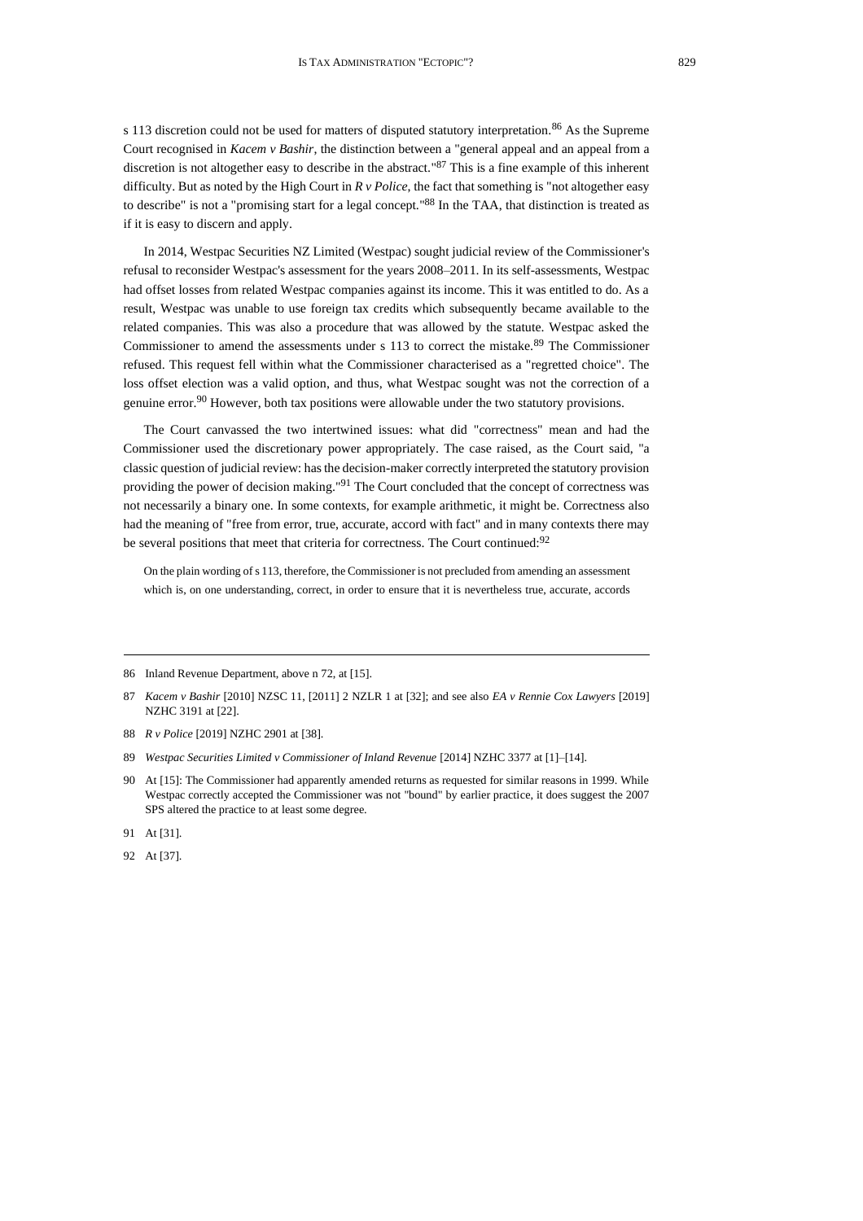s 113 discretion could not be used for matters of disputed statutory interpretation.[86] As the Supreme Court recognised in *Kacem v Bashir*, the distinction between a "general appeal and an appeal from a discretion is not altogether easy to describe in the abstract."[87] This is a fine example of this inherent difficulty. But as noted by the High Court in *R v Police*, the fact that something is "not altogether easy to describe" is not a "promising start for a legal concept."[88] In the TAA, that distinction is treated as if it is easy to discern and apply.

In 2014, Westpac Securities NZ Limited (Westpac) sought judicial review of the Commissioner's refusal to reconsider Westpac's assessment for the years 2008–2011. In its self-assessments, Westpac had offset losses from related Westpac companies against its income. This it was entitled to do. As a result, Westpac was unable to use foreign tax credits which subsequently became available to the related companies. This was also a procedure that was allowed by the statute. Westpac asked the Commissioner to amend the assessments under s 113 to correct the mistake.[89] The Commissioner refused. This request fell within what the Commissioner characterised as a "regretted choice". The loss offset election was a valid option, and thus, what Westpac sought was not the correction of a genuine error.[90] However, both tax positions were allowable under the two statutory provisions.

The Court canvassed the two intertwined issues: what did "correctness" mean and had the Commissioner used the discretionary power appropriately. The case raised, as the Court said, "a classic question of judicial review: has the decision-maker correctly interpreted the statutory provision providing the power of decision making."[91] The Court concluded that the concept of correctness was not necessarily a binary one. In some contexts, for example arithmetic, it might be. Correctness also had the meaning of "free from error, true, accurate, accord with fact" and in many contexts there may be several positions that meet that criteria for correctness. The Court continued:[92]

> On the plain wording of s 113, therefore, the Commissioner is not precluded from amending an assessment which is, on one understanding, correct, in order to ensure that it is nevertheless true, accurate, accords

---

86 Inland Revenue Department, above n 72, at [15].

87 *Kacem v Bashir* [2010] NZSC 11, [2011] 2 NZLR 1 at [32]; and see also *EA v Rennie Cox Lawyers* [2019] NZHC 3191 at [22].

88 *R v Police* [2019] NZHC 2901 at [38].

89 *Westpac Securities Limited v Commissioner of Inland Revenue* [2014] NZHC 3377 at [1]–[14].

90 At [15]: The Commissioner had apparently amended returns as requested for similar reasons in 1999. While Westpac correctly accepted the Commissioner was not "bound" by earlier practice, it does suggest the 2007 SPS altered the practice to at least some degree.

91 At [31].

92 At [37].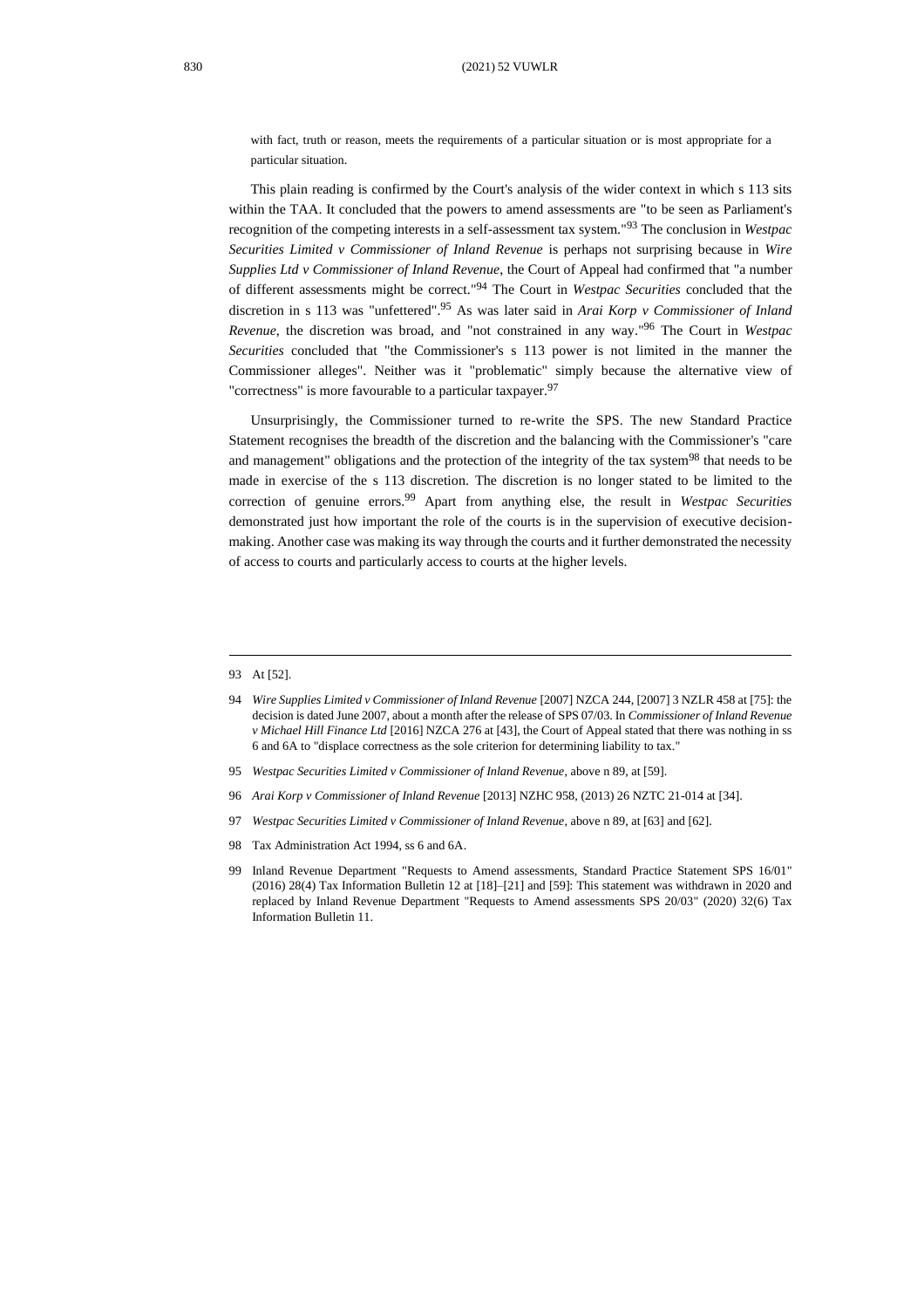with fact, truth or reason, meets the requirements of a particular situation or is most appropriate for a particular situation.

This plain reading is confirmed by the Court's analysis of the wider context in which s 113 sits within the TAA. It concluded that the powers to amend assessments are "to be seen as Parliament's recognition of the competing interests in a self-assessment tax system."[93] The conclusion in *Westpac Securities Limited v Commissioner of Inland Revenue* is perhaps not surprising because in *Wire Supplies Ltd v Commissioner of Inland Revenue*, the Court of Appeal had confirmed that "a number of different assessments might be correct."[94] The Court in *Westpac Securities* concluded that the discretion in s 113 was "unfettered".[95] As was later said in *Arai Korp v Commissioner of Inland Revenue*, the discretion was broad, and "not constrained in any way."[96] The Court in *Westpac Securities* concluded that "the Commissioner's s 113 power is not limited in the manner the Commissioner alleges". Neither was it "problematic" simply because the alternative view of "correctness" is more favourable to a particular taxpayer.[97]

Unsurprisingly, the Commissioner turned to re-write the SPS. The new Standard Practice Statement recognises the breadth of the discretion and the balancing with the Commissioner's "care and management" obligations and the protection of the integrity of the tax system[98] that needs to be made in exercise of the s 113 discretion. The discretion is no longer stated to be limited to the correction of genuine errors.[99] Apart from anything else, the result in *Westpac Securities* demonstrated just how important the role of the courts is in the supervision of executive decision-making. Another case was making its way through the courts and it further demonstrated the necessity of access to courts and particularly access to courts at the higher levels.

---

93 At [52].

94 *Wire Supplies Limited v Commissioner of Inland Revenue* [2007] NZCA 244, [2007] 3 NZLR 458 at [75]: the decision is dated June 2007, about a month after the release of SPS 07/03. In *Commissioner of Inland Revenue v Michael Hill Finance Ltd* [2016] NZCA 276 at [43], the Court of Appeal stated that there was nothing in ss 6 and 6A to "displace correctness as the sole criterion for determining liability to tax."

95 *Westpac Securities Limited v Commissioner of Inland Revenue*, above n 89, at [59].

96 *Arai Korp v Commissioner of Inland Revenue* [2013] NZHC 958, (2013) 26 NZTC 21-014 at [34].

97 *Westpac Securities Limited v Commissioner of Inland Revenue*, above n 89, at [63] and [62].

98 Tax Administration Act 1994, ss 6 and 6A.

99 Inland Revenue Department "Requests to Amend assessments, Standard Practice Statement SPS 16/01" (2016) 28(4) Tax Information Bulletin 12 at [18]–[21] and [59]: This statement was withdrawn in 2020 and replaced by Inland Revenue Department "Requests to Amend assessments SPS 20/03" (2020) 32(6) Tax Information Bulletin 11.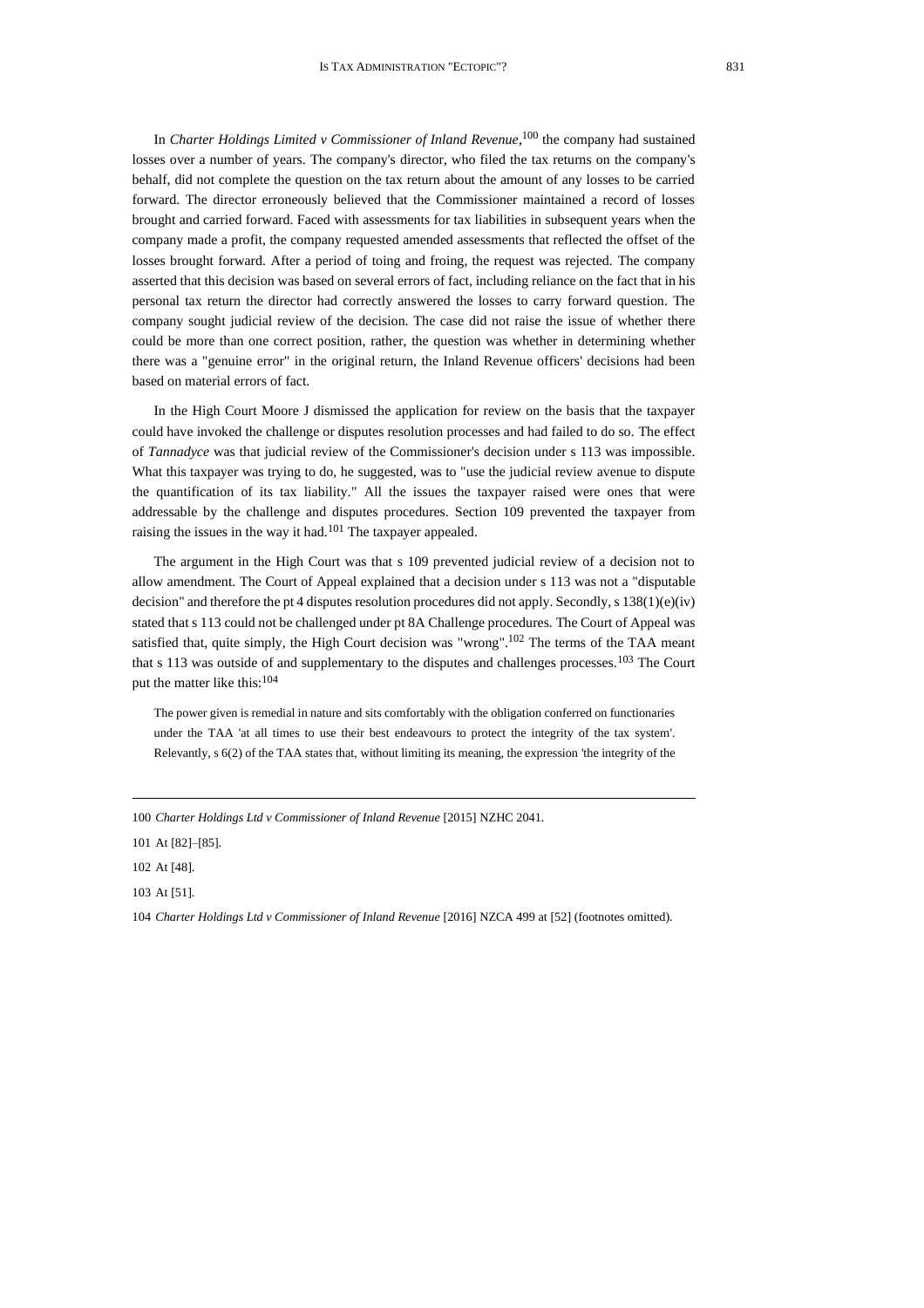In *Charter Holdings Limited v Commissioner of Inland Revenue*,[100] the company had sustained losses over a number of years. The company's director, who filed the tax returns on the company's behalf, did not complete the question on the tax return about the amount of any losses to be carried forward. The director erroneously believed that the Commissioner maintained a record of losses brought and carried forward. Faced with assessments for tax liabilities in subsequent years when the company made a profit, the company requested amended assessments that reflected the offset of the losses brought forward. After a period of toing and froing, the request was rejected. The company asserted that this decision was based on several errors of fact, including reliance on the fact that in his personal tax return the director had correctly answered the losses to carry forward question. The company sought judicial review of the decision. The case did not raise the issue of whether there could be more than one correct position, rather, the question was whether in determining whether there was a "genuine error" in the original return, the Inland Revenue officers' decisions had been based on material errors of fact.

In the High Court Moore J dismissed the application for review on the basis that the taxpayer could have invoked the challenge or disputes resolution processes and had failed to do so. The effect of *Tannadyce* was that judicial review of the Commissioner's decision under s 113 was impossible. What this taxpayer was trying to do, he suggested, was to "use the judicial review avenue to dispute the quantification of its tax liability." All the issues the taxpayer raised were ones that were addressable by the challenge and disputes procedures. Section 109 prevented the taxpayer from raising the issues in the way it had.[101] The taxpayer appealed.

The argument in the High Court was that s 109 prevented judicial review of a decision not to allow amendment. The Court of Appeal explained that a decision under s 113 was not a "disputable decision" and therefore the pt 4 disputes resolution procedures did not apply. Secondly, s 138(1)(e)(iv) stated that s 113 could not be challenged under pt 8A Challenge procedures. The Court of Appeal was satisfied that, quite simply, the High Court decision was "wrong".[102] The terms of the TAA meant that s 113 was outside of and supplementary to the disputes and challenges processes.[103] The Court put the matter like this:[104]

> The power given is remedial in nature and sits comfortably with the obligation conferred on functionaries under the TAA 'at all times to use their best endeavours to protect the integrity of the tax system'. Relevantly, s 6(2) of the TAA states that, without limiting its meaning, the expression 'the integrity of the

---

100 *Charter Holdings Ltd v Commissioner of Inland Revenue* [2015] NZHC 2041.

101 At [82]–[85].

102 At [48].

103 At [51].

104 *Charter Holdings Ltd v Commissioner of Inland Revenue* [2016] NZCA 499 at [52] (footnotes omitted).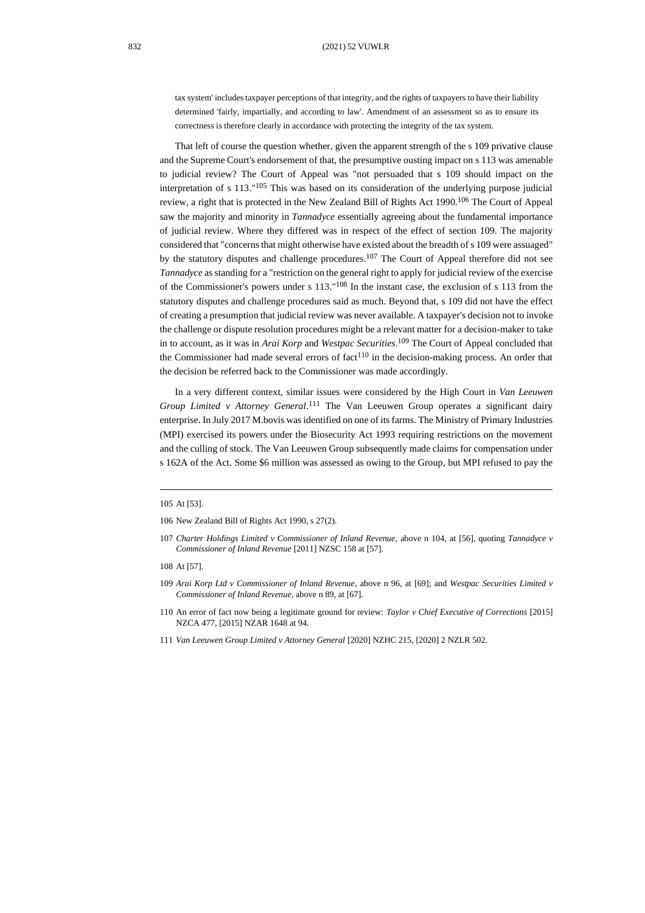tax system' includes taxpayer perceptions of that integrity, and the rights of taxpayers to have their liability determined 'fairly, impartially, and according to law'. Amendment of an assessment so as to ensure its correctness is therefore clearly in accordance with protecting the integrity of the tax system.

That left of course the question whether, given the apparent strength of the s 109 privative clause and the Supreme Court's endorsement of that, the presumptive ousting impact on s 113 was amenable to judicial review? The Court of Appeal was "not persuaded that s 109 should impact on the interpretation of s 113."[105] This was based on its consideration of the underlying purpose judicial review, a right that is protected in the New Zealand Bill of Rights Act 1990.[106] The Court of Appeal saw the majority and minority in *Tannadyce* essentially agreeing about the fundamental importance of judicial review. Where they differed was in respect of the effect of section 109. The majority considered that "concerns that might otherwise have existed about the breadth of s 109 were assuaged" by the statutory disputes and challenge procedures.[107] The Court of Appeal therefore did not see *Tannadyce* as standing for a "restriction on the general right to apply for judicial review of the exercise of the Commissioner's powers under s 113."[108] In the instant case, the exclusion of s 113 from the statutory disputes and challenge procedures said as much. Beyond that, s 109 did not have the effect of creating a presumption that judicial review was never available. A taxpayer's decision not to invoke the challenge or dispute resolution procedures might be a relevant matter for a decision-maker to take in to account, as it was in *Arai Korp* and *Westpac Securities*.[109] The Court of Appeal concluded that the Commissioner had made several errors of fact[110] in the decision-making process. An order that the decision be referred back to the Commissioner was made accordingly.

In a very different context, similar issues were considered by the High Court in *Van Leeuwen Group Limited v Attorney General*.[111] The Van Leeuwen Group operates a significant dairy enterprise. In July 2017 M.bovis was identified on one of its farms. The Ministry of Primary Industries (MPI) exercised its powers under the Biosecurity Act 1993 requiring restrictions on the movement and the culling of stock. The Van Leeuwen Group subsequently made claims for compensation under s 162A of the Act. Some $6 million was assessed as owing to the Group, but MPI refused to pay the

---

105 At [53].

106 New Zealand Bill of Rights Act 1990, s 27(2).

107 *Charter Holdings Limited v Commissioner of Inland Revenue*, above n 104, at [56], quoting *Tannadyce v Commissioner of Inland Revenue* [2011] NZSC 158 at [57].

108 At [57].

109 *Arai Korp Ltd v Commissioner of Inland Revenue*, above n 96, at [69]; and *Westpac Securities Limited v Commissioner of Inland Revenue*, above n 89, at [67].

110 An error of fact now being a legitimate ground for review: *Taylor v Chief Executive of Corrections* [2015] NZCA 477, [2015] NZAR 1648 at 94.

111 *Van Leeuwen Group Limited v Attorney General* [2020] NZHC 215, [2020] 2 NZLR 502.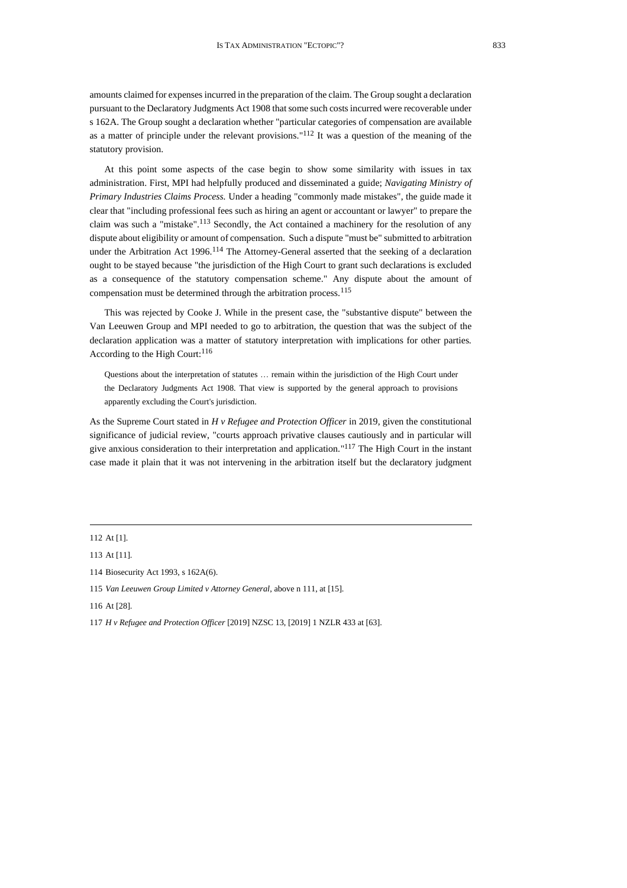amounts claimed for expenses incurred in the preparation of the claim. The Group sought a declaration pursuant to the Declaratory Judgments Act 1908 that some such costs incurred were recoverable under s 162A. The Group sought a declaration whether "particular categories of compensation are available as a matter of principle under the relevant provisions."[112] It was a question of the meaning of the statutory provision.

At this point some aspects of the case begin to show some similarity with issues in tax administration. First, MPI had helpfully produced and disseminated a guide; *Navigating Ministry of Primary Industries Claims Process.* Under a heading "commonly made mistakes", the guide made it clear that "including professional fees such as hiring an agent or accountant or lawyer" to prepare the claim was such a "mistake".[113] Secondly, the Act contained a machinery for the resolution of any dispute about eligibility or amount of compensation. Such a dispute "must be" submitted to arbitration under the Arbitration Act 1996.[114] The Attorney-General asserted that the seeking of a declaration ought to be stayed because "the jurisdiction of the High Court to grant such declarations is excluded as a consequence of the statutory compensation scheme." Any dispute about the amount of compensation must be determined through the arbitration process.[115]

This was rejected by Cooke J. While in the present case, the "substantive dispute" between the Van Leeuwen Group and MPI needed to go to arbitration, the question that was the subject of the declaration application was a matter of statutory interpretation with implications for other parties. According to the High Court:[116]

> Questions about the interpretation of statutes … remain within the jurisdiction of the High Court under the Declaratory Judgments Act 1908. That view is supported by the general approach to provisions apparently excluding the Court's jurisdiction.

As the Supreme Court stated in *H v Refugee and Protection Officer* in 2019, given the constitutional significance of judicial review, "courts approach privative clauses cautiously and in particular will give anxious consideration to their interpretation and application."[117] The High Court in the instant case made it plain that it was not intervening in the arbitration itself but the declaratory judgment

---

112 At [1].

113 At [11].

114 Biosecurity Act 1993, s 162A(6).

115 *Van Leeuwen Group Limited v Attorney General*, above n 111, at [15].

116 At [28].

117 *H v Refugee and Protection Officer* [2019] NZSC 13, [2019] 1 NZLR 433 at [63].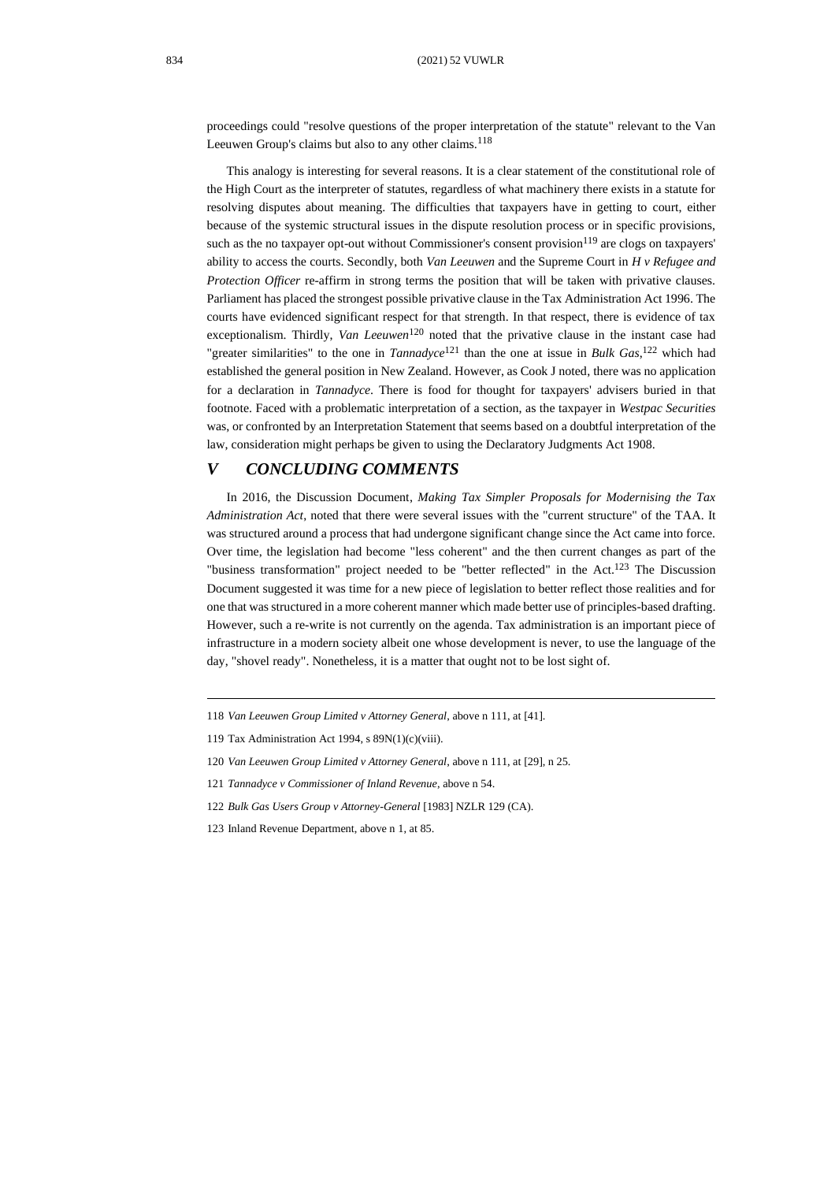proceedings could "resolve questions of the proper interpretation of the statute" relevant to the Van Leeuwen Group's claims but also to any other claims.[118]

This analogy is interesting for several reasons. It is a clear statement of the constitutional role of the High Court as the interpreter of statutes, regardless of what machinery there exists in a statute for resolving disputes about meaning. The difficulties that taxpayers have in getting to court, either because of the systemic structural issues in the dispute resolution process or in specific provisions, such as the no taxpayer opt-out without Commissioner's consent provision[119] are clogs on taxpayers' ability to access the courts. Secondly, both *Van Leeuwen* and the Supreme Court in *H v Refugee and Protection Officer* re-affirm in strong terms the position that will be taken with privative clauses. Parliament has placed the strongest possible privative clause in the Tax Administration Act 1996. The courts have evidenced significant respect for that strength. In that respect, there is evidence of tax exceptionalism. Thirdly, *Van Leeuwen*[120] noted that the privative clause in the instant case had "greater similarities" to the one in *Tannadyce*[121] than the one at issue in *Bulk Gas*,[122] which had established the general position in New Zealand. However, as Cook J noted, there was no application for a declaration in *Tannadyce*. There is food for thought for taxpayers' advisers buried in that footnote. Faced with a problematic interpretation of a section, as the taxpayer in *Westpac Securities* was, or confronted by an Interpretation Statement that seems based on a doubtful interpretation of the law, consideration might perhaps be given to using the Declaratory Judgments Act 1908.

## *V CONCLUDING COMMENTS*

In 2016, the Discussion Document, *Making Tax Simpler Proposals for Modernising the Tax Administration Act*, noted that there were several issues with the "current structure" of the TAA. It was structured around a process that had undergone significant change since the Act came into force. Over time, the legislation had become "less coherent" and the then current changes as part of the "business transformation" project needed to be "better reflected" in the Act.[123] The Discussion Document suggested it was time for a new piece of legislation to better reflect those realities and for one that was structured in a more coherent manner which made better use of principles-based drafting. However, such a re-write is not currently on the agenda. Tax administration is an important piece of infrastructure in a modern society albeit one whose development is never, to use the language of the day, "shovel ready". Nonetheless, it is a matter that ought not to be lost sight of.

---

118 *Van Leeuwen Group Limited v Attorney General*, above n 111, at [41].

119 Tax Administration Act 1994, s 89N(1)(c)(viii).

120 *Van Leeuwen Group Limited v Attorney General*, above n 111, at [29], n 25.

121 *Tannadyce v Commissioner of Inland Revenue*, above n 54.

122 *Bulk Gas Users Group v Attorney-General* [1983] NZLR 129 (CA).

123 Inland Revenue Department, above n 1, at 85.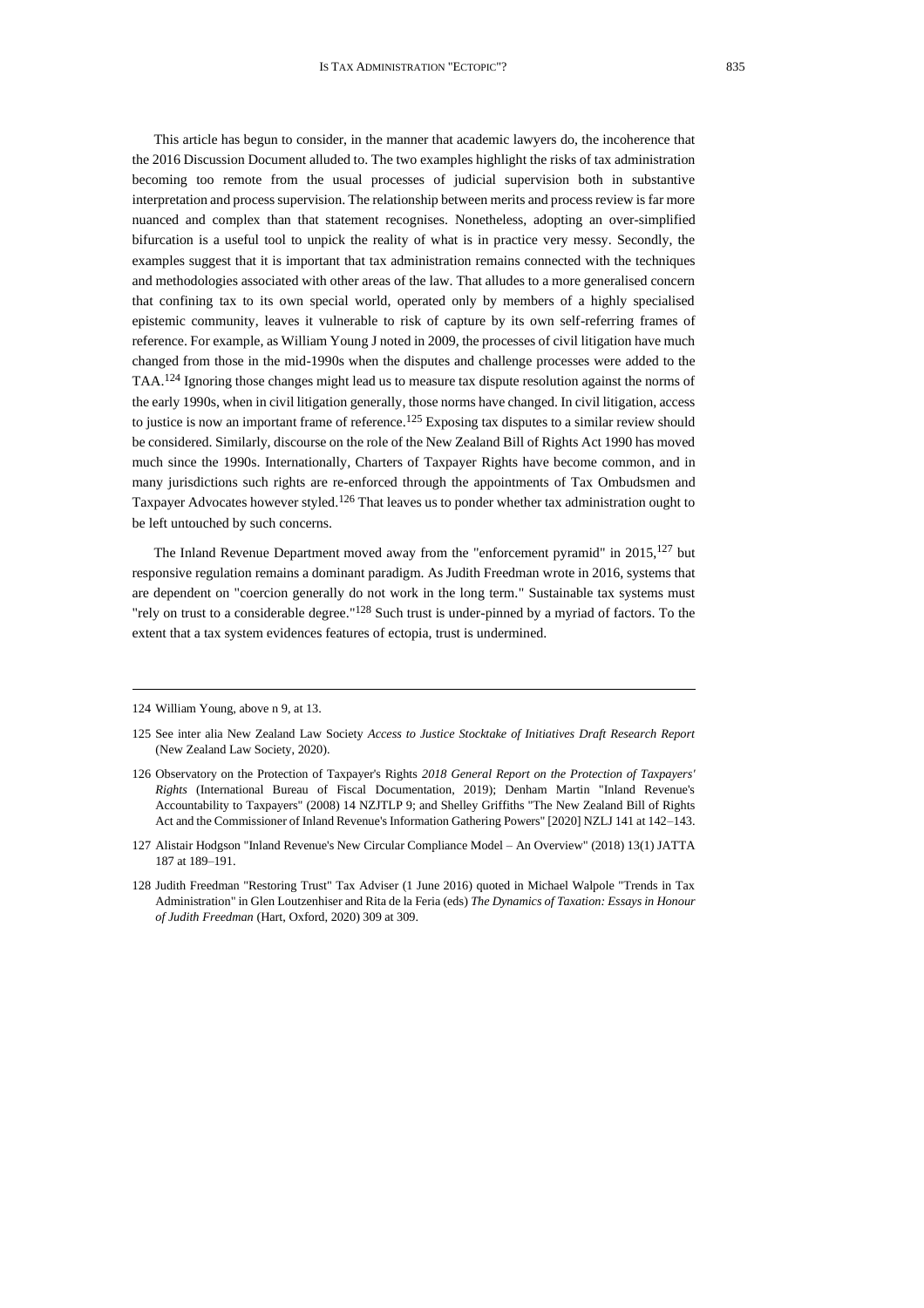This article has begun to consider, in the manner that academic lawyers do, the incoherence that the 2016 Discussion Document alluded to. The two examples highlight the risks of tax administration becoming too remote from the usual processes of judicial supervision both in substantive interpretation and process supervision. The relationship between merits and process review is far more nuanced and complex than that statement recognises. Nonetheless, adopting an over-simplified bifurcation is a useful tool to unpick the reality of what is in practice very messy. Secondly, the examples suggest that it is important that tax administration remains connected with the techniques and methodologies associated with other areas of the law. That alludes to a more generalised concern that confining tax to its own special world, operated only by members of a highly specialised epistemic community, leaves it vulnerable to risk of capture by its own self-referring frames of reference. For example, as William Young J noted in 2009, the processes of civil litigation have much changed from those in the mid-1990s when the disputes and challenge processes were added to the TAA.[124] Ignoring those changes might lead us to measure tax dispute resolution against the norms of the early 1990s, when in civil litigation generally, those norms have changed. In civil litigation, access to justice is now an important frame of reference.[125] Exposing tax disputes to a similar review should be considered. Similarly, discourse on the role of the New Zealand Bill of Rights Act 1990 has moved much since the 1990s. Internationally, Charters of Taxpayer Rights have become common, and in many jurisdictions such rights are re-enforced through the appointments of Tax Ombudsmen and Taxpayer Advocates however styled.[126] That leaves us to ponder whether tax administration ought to be left untouched by such concerns.

The Inland Revenue Department moved away from the "enforcement pyramid" in 2015,[127] but responsive regulation remains a dominant paradigm. As Judith Freedman wrote in 2016, systems that are dependent on "coercion generally do not work in the long term." Sustainable tax systems must "rely on trust to a considerable degree."[128] Such trust is under-pinned by a myriad of factors. To the extent that a tax system evidences features of ectopia, trust is undermined.

---

124 William Young, above n 9, at 13.

125 See inter alia New Zealand Law Society *Access to Justice Stocktake of Initiatives Draft Research Report* (New Zealand Law Society, 2020).

126 Observatory on the Protection of Taxpayer's Rights *2018 General Report on the Protection of Taxpayers' Rights* (International Bureau of Fiscal Documentation, 2019); Denham Martin "Inland Revenue's Accountability to Taxpayers" (2008) 14 NZJTLP 9; and Shelley Griffiths "The New Zealand Bill of Rights Act and the Commissioner of Inland Revenue's Information Gathering Powers" [2020] NZLJ 141 at 142–143.

127 Alistair Hodgson "Inland Revenue's New Circular Compliance Model – An Overview" (2018) 13(1) JATTA 187 at 189–191.

128 Judith Freedman "Restoring Trust" Tax Adviser (1 June 2016) quoted in Michael Walpole "Trends in Tax Administration" in Glen Loutzenhiser and Rita de la Feria (eds) *The Dynamics of Taxation: Essays in Honour of Judith Freedman* (Hart, Oxford, 2020) 309 at 309.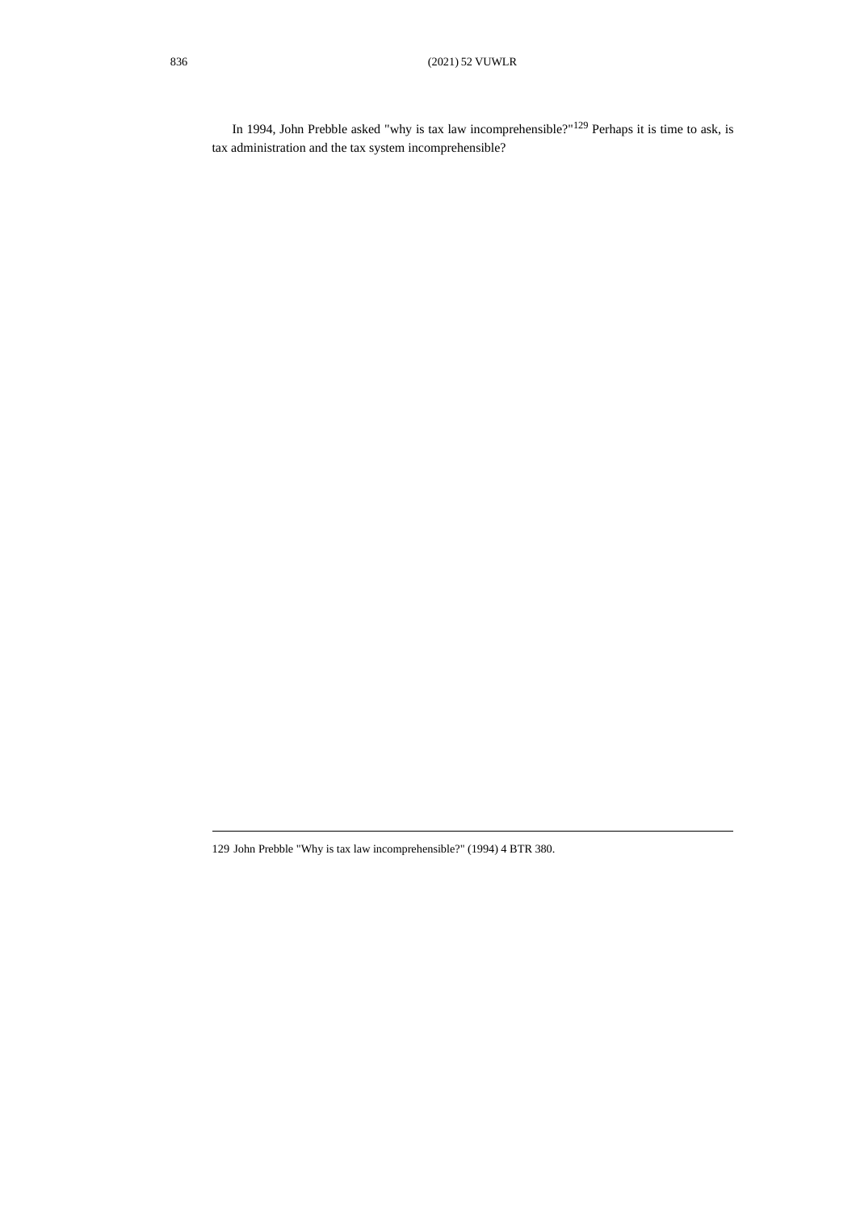In 1994, John Prebble asked "why is tax law incomprehensible?"[129] Perhaps it is time to ask, is tax administration and the tax system incomprehensible?

---

129 John Prebble "Why is tax law incomprehensible?" (1994) 4 BTR 380.